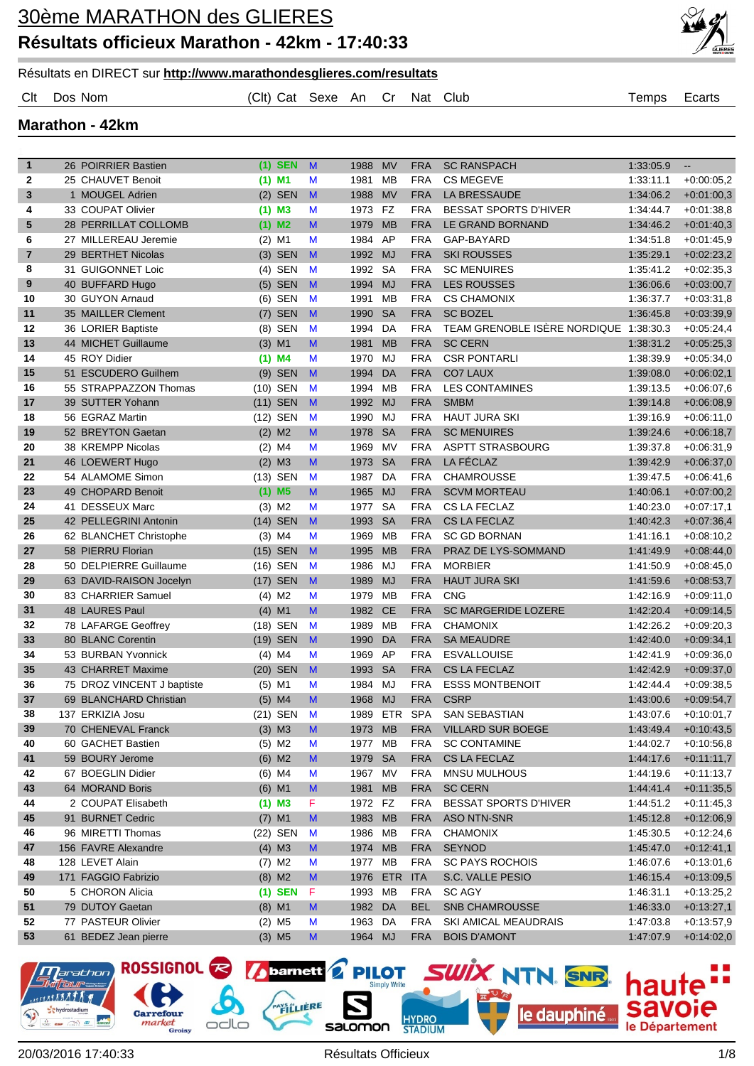# 30ème MARATHON des GLIERES

## Résultats officieux Marathon - 42km - 17:40:33

Résultats en DIRECT sur **http://www.marathondesglieres.com/resultats**

### Marathon - 42km

| Clt | Dos | Nom | (Clt) Cat | Sexe | An | Cr | Nat | Club | Temps | Ecarts |
|---|---|---|---|---|---|---|---|---|---|---|
| 1 | 26 | POIRRIER Bastien | (1) SEN | M | 1988 | MV | FRA | SC RANSPACH | 1:33:05.9 | -- |
| 2 | 25 | CHAUVET Benoit | (1) M1 | M | 1981 | MB | FRA | CS MEGEVE | 1:33:11.1 | +0:00:05,2 |
| 3 | 1 | MOUGEL Adrien | (2) SEN | M | 1988 | MV | FRA | LA BRESSAUDE | 1:34:06.2 | +0:01:00,3 |
| 4 | 33 | COUPAT Olivier | (1) M3 | M | 1973 | FZ | FRA | BESSAT SPORTS D'HIVER | 1:34:44.7 | +0:01:38,8 |
| 5 | 28 | PERRILLAT COLLOMB | (1) M2 | M | 1979 | MB | FRA | LE GRAND BORNAND | 1:34:46.2 | +0:01:40,3 |
| 6 | 27 | MILLEREAU Jeremie | (2) M1 | M | 1984 | AP | FRA | GAP-BAYARD | 1:34:51.8 | +0:01:45,9 |
| 7 | 29 | BERTHET Nicolas | (3) SEN | M | 1992 | MJ | FRA | SKI ROUSSES | 1:35:29.1 | +0:02:23,2 |
| 8 | 31 | GUIGONNET Loic | (4) SEN | M | 1992 | SA | FRA | SC MENUIRES | 1:35:41.2 | +0:02:35,3 |
| 9 | 40 | BUFFARD Hugo | (5) SEN | M | 1994 | MJ | FRA | LES ROUSSES | 1:36:06.6 | +0:03:00,7 |
| 10 | 30 | GUYON Arnaud | (6) SEN | M | 1991 | MB | FRA | CS CHAMONIX | 1:36:37.7 | +0:03:31,8 |
| 11 | 35 | MAILLER Clement | (7) SEN | M | 1990 | SA | FRA | SC BOZEL | 1:36:45.8 | +0:03:39,9 |
| 12 | 36 | LORIER Baptiste | (8) SEN | M | 1994 | DA | FRA | TEAM GRENOBLE ISÈRE NORDIQUE | 1:38:30.3 | +0:05:24,4 |
| 13 | 44 | MICHET Guillaume | (3) M1 | M | 1981 | MB | FRA | SC CERN | 1:38:31.2 | +0:05:25,3 |
| 14 | 45 | ROY Didier | (1) M4 | M | 1970 | MJ | FRA | CSR PONTARLI | 1:38:39.9 | +0:05:34,0 |
| 15 | 51 | ESCUDERO Guilhem | (9) SEN | M | 1994 | DA | FRA | CO7 LAUX | 1:39:08.0 | +0:06:02,1 |
| 16 | 55 | STRAPPAZZON Thomas | (10) SEN | M | 1994 | MB | FRA | LES CONTAMINES | 1:39:13.5 | +0:06:07,6 |
| 17 | 39 | SUTTER Yohann | (11) SEN | M | 1992 | MJ | FRA | SMBM | 1:39:14.8 | +0:06:08,9 |
| 18 | 56 | EGRAZ Martin | (12) SEN | M | 1990 | MJ | FRA | HAUT JURA SKI | 1:39:16.9 | +0:06:11,0 |
| 19 | 52 | BREYTON Gaetan | (2) M2 | M | 1978 | SA | FRA | SC MENUIRES | 1:39:24.6 | +0:06:18,7 |
| 20 | 38 | KREMPP Nicolas | (2) M4 | M | 1969 | MV | FRA | ASPTT STRASBOURG | 1:39:37.8 | +0:06:31,9 |
| 21 | 46 | LOEWERT Hugo | (2) M3 | M | 1973 | SA | FRA | LA FÉCLAZ | 1:39:42.9 | +0:06:37,0 |
| 22 | 54 | ALAMOME Simon | (13) SEN | M | 1987 | DA | FRA | CHAMROUSSE | 1:39:47.5 | +0:06:41,6 |
| 23 | 49 | CHOPARD Benoit | (1) M5 | M | 1965 | MJ | FRA | SCVM MORTEAU | 1:40:06.1 | +0:07:00,2 |
| 24 | 41 | DESSEUX Marc | (3) M2 | M | 1977 | SA | FRA | CS LA FECLAZ | 1:40:23.0 | +0:07:17,1 |
| 25 | 42 | PELLEGRINI Antonin | (14) SEN | M | 1993 | SA | FRA | CS LA FECLAZ | 1:40:42.3 | +0:07:36,4 |
| 26 | 62 | BLANCHET Christophe | (3) M4 | M | 1969 | MB | FRA | SC GD BORNAN | 1:41:16.1 | +0:08:10,2 |
| 27 | 58 | PIERRU Florian | (15) SEN | M | 1995 | MB | FRA | PRAZ DE LYS-SOMMAND | 1:41:49.9 | +0:08:44,0 |
| 28 | 50 | DELPIERRE Guillaume | (16) SEN | M | 1986 | MJ | FRA | MORBIER | 1:41:50.9 | +0:08:45,0 |
| 29 | 63 | DAVID-RAISON Jocelyn | (17) SEN | M | 1989 | MJ | FRA | HAUT JURA SKI | 1:41:59.6 | +0:08:53,7 |
| 30 | 83 | CHARRIER Samuel | (4) M2 | M | 1979 | MB | FRA | CNG | 1:42:16.9 | +0:09:11,0 |
| 31 | 48 | LAURES Paul | (4) M1 | M | 1982 | CE | FRA | SC MARGERIDE LOZERE | 1:42:20.4 | +0:09:14,5 |
| 32 | 78 | LAFARGE Geoffrey | (18) SEN | M | 1989 | MB | FRA | CHAMONIX | 1:42:26.2 | +0:09:20,3 |
| 33 | 80 | BLANC Corentin | (19) SEN | M | 1990 | DA | FRA | SA MEAUDRE | 1:42:40.0 | +0:09:34,1 |
| 34 | 53 | BURBAN Yvonnick | (4) M4 | M | 1969 | AP | FRA | ESVALLOUISE | 1:42:41.9 | +0:09:36,0 |
| 35 | 43 | CHARRET Maxime | (20) SEN | M | 1993 | SA | FRA | CS LA FECLAZ | 1:42:42.9 | +0:09:37,0 |
| 36 | 75 | DROZ VINCENT J baptiste | (5) M1 | M | 1984 | MJ | FRA | ESSS MONTBENOIT | 1:42:44.4 | +0:09:38,5 |
| 37 | 69 | BLANCHARD Christian | (5) M4 | M | 1968 | MJ | FRA | CSRP | 1:43:00.6 | +0:09:54,7 |
| 38 | 137 | ERKIZIA Josu | (21) SEN | M | 1989 | ETR | SPA | SAN SEBASTIAN | 1:43:07.6 | +0:10:01,7 |
| 39 | 70 | CHENEVAL Franck | (3) M3 | M | 1973 | MB | FRA | VILLARD SUR BOEGE | 1:43:49.4 | +0:10:43,5 |
| 40 | 60 | GACHET Bastien | (5) M2 | M | 1977 | MB | FRA | SC CONTAMINE | 1:44:02.7 | +0:10:56,8 |
| 41 | 59 | BOURY Jerome | (6) M2 | M | 1979 | SA | FRA | CS LA FECLAZ | 1:44:17.6 | +0:11:11,7 |
| 42 | 67 | BOEGLIN Didier | (6) M4 | M | 1967 | MV | FRA | MNSU MULHOUS | 1:44:19.6 | +0:11:13,7 |
| 43 | 64 | MORAND Boris | (6) M1 | M | 1981 | MB | FRA | SC CERN | 1:44:41.4 | +0:11:35,5 |
| 44 | 2 | COUPAT Elisabeth | (1) M3 | F | 1972 | FZ | FRA | BESSAT SPORTS D'HIVER | 1:44:51.2 | +0:11:45,3 |
| 45 | 91 | BURNET Cedric | (7) M1 | M | 1983 | MB | FRA | ASO NTN-SNR | 1:45:12.8 | +0:12:06,9 |
| 46 | 96 | MIRETTI Thomas | (22) SEN | M | 1986 | MB | FRA | CHAMONIX | 1:45:30.5 | +0:12:24,6 |
| 47 | 156 | FAVRE Alexandre | (4) M3 | M | 1974 | MB | FRA | SEYNOD | 1:45:47.0 | +0:12:41,1 |
| 48 | 128 | LEVET Alain | (7) M2 | M | 1977 | MB | FRA | SC PAYS ROCHOIS | 1:46:07.6 | +0:13:01,6 |
| 49 | 171 | FAGGIO Fabrizio | (8) M2 | M | 1976 | ETR | ITA | S.C. VALLE PESIO | 1:46:15.4 | +0:13:09,5 |
| 50 | 5 | CHORON Alicia | (1) SEN | F | 1993 | MB | FRA | SC AGY | 1:46:31.1 | +0:13:25,2 |
| 51 | 79 | DUTOY Gaetan | (8) M1 | M | 1982 | DA | BEL | SNB CHAMROUSSE | 1:46:33.0 | +0:13:27,1 |
| 52 | 77 | PASTEUR Olivier | (2) M5 | M | 1963 | DA | FRA | SKI AMICAL MEAUDRAIS | 1:47:03.8 | +0:13:57,9 |
| 53 | 61 | BEDEZ Jean pierre | (3) M5 | M | 1964 | MJ | FRA | BOIS D'AMONT | 1:47:07.9 | +0:14:02,0 |

20/03/2016 17:40:33 — Résultats Officieux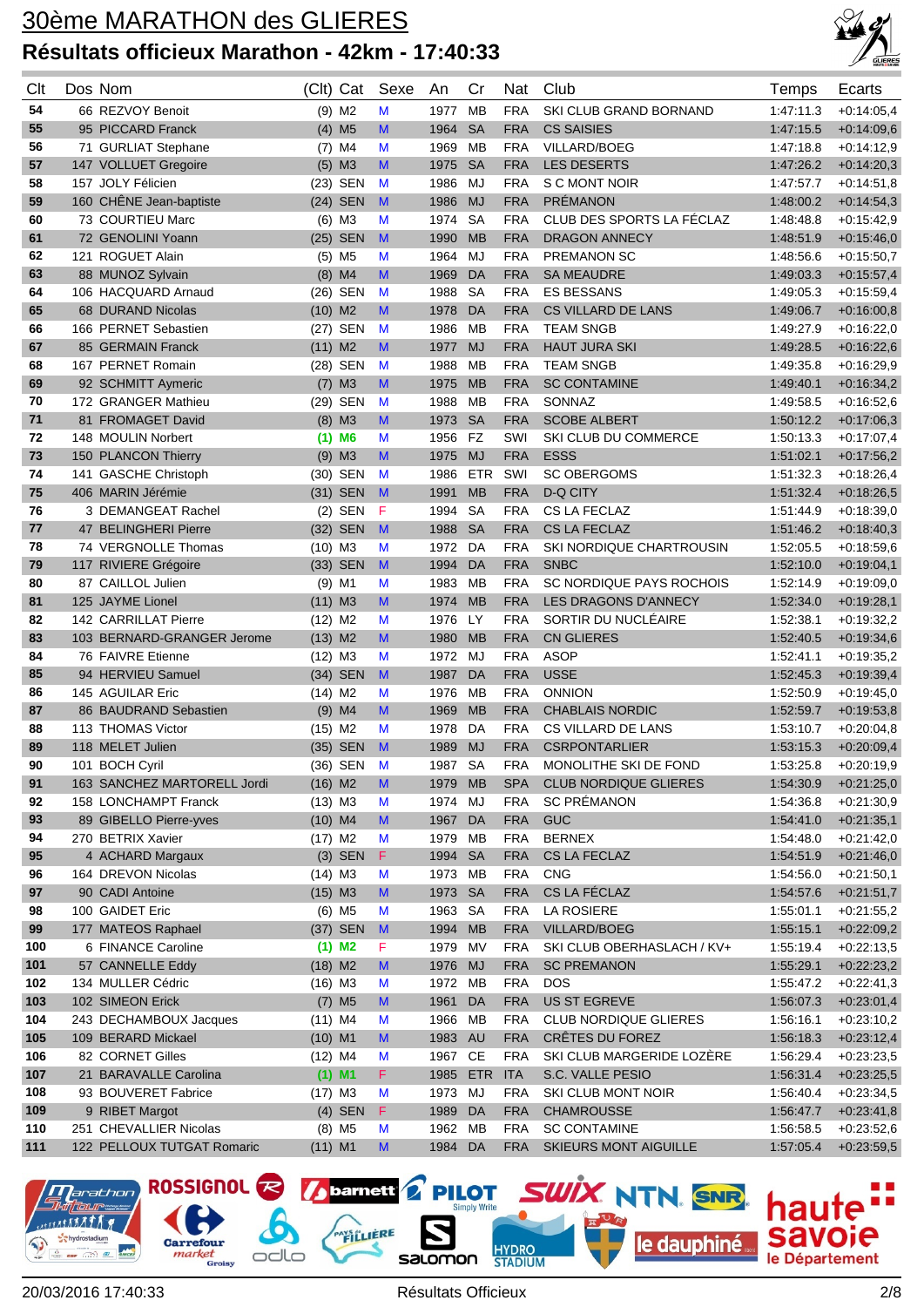# 30ème MARATHON des GLIERES

## Résultats officieux Marathon - 42km - 17:40:33

| Clt | Dos | Nom | (Clt) | Cat | Sexe | An | Cr | Nat | Club | Temps | Ecarts |
|---|---|---|---|---|---|---|---|---|---|---|---|
| 54 | 66 | REZVOY Benoit | (9) | M2 | M | 1977 | MB | FRA | SKI CLUB GRAND BORNAND | 1:47:11.3 | +0:14:05,4 |
| 55 | 95 | PICCARD Franck | (4) | M5 | M | 1964 | SA | FRA | CS SAISIES | 1:47:15.5 | +0:14:09,6 |
| 56 | 71 | GURLIAT Stephane | (7) | M4 | M | 1969 | MB | FRA | VILLARD/BOEG | 1:47:18.8 | +0:14:12,9 |
| 57 | 147 | VOLLUET Gregoire | (5) | M3 | M | 1975 | SA | FRA | LES DESERTS | 1:47:26.2 | +0:14:20,3 |
| 58 | 157 | JOLY Félicien | (23) | SEN | M | 1986 | MJ | FRA | S C MONT NOIR | 1:47:57.7 | +0:14:51,8 |
| 59 | 160 | CHÊNE Jean-baptiste | (24) | SEN | M | 1986 | MJ | FRA | PRÉMANON | 1:48:00.2 | +0:14:54,3 |
| 60 | 73 | COURTIEU Marc | (6) | M3 | M | 1974 | SA | FRA | CLUB DES SPORTS LA FÉCLAZ | 1:48:48.8 | +0:15:42,9 |
| 61 | 72 | GENOLINI Yoann | (25) | SEN | M | 1990 | MB | FRA | DRAGON ANNECY | 1:48:51.9 | +0:15:46,0 |
| 62 | 121 | ROGUET Alain | (5) | M5 | M | 1964 | MJ | FRA | PREMANON SC | 1:48:56.6 | +0:15:50,7 |
| 63 | 88 | MUNOZ Sylvain | (8) | M4 | M | 1969 | DA | FRA | SA MEAUDRE | 1:49:03.3 | +0:15:57,4 |
| 64 | 106 | HACQUARD Arnaud | (26) | SEN | M | 1988 | SA | FRA | ES BESSANS | 1:49:05.3 | +0:15:59,4 |
| 65 | 68 | DURAND Nicolas | (10) | M2 | M | 1978 | DA | FRA | CS VILLARD DE LANS | 1:49:06.7 | +0:16:00,8 |
| 66 | 166 | PERNET Sebastien | (27) | SEN | M | 1986 | MB | FRA | TEAM SNGB | 1:49:27.9 | +0:16:22,0 |
| 67 | 85 | GERMAIN Franck | (11) | M2 | M | 1977 | MJ | FRA | HAUT JURA SKI | 1:49:28.5 | +0:16:22,6 |
| 68 | 167 | PERNET Romain | (28) | SEN | M | 1988 | MB | FRA | TEAM SNGB | 1:49:35.8 | +0:16:29,9 |
| 69 | 92 | SCHMITT Aymeric | (7) | M3 | M | 1975 | MB | FRA | SC CONTAMINE | 1:49:40.1 | +0:16:34,2 |
| 70 | 172 | GRANGER Mathieu | (29) | SEN | M | 1988 | MB | FRA | SONNAZ | 1:49:58.5 | +0:16:52,6 |
| 71 | 81 | FROMAGET David | (8) | M3 | M | 1973 | SA | FRA | SCOBE ALBERT | 1:50:12.2 | +0:17:06,3 |
| 72 | 148 | MOULIN Norbert | (1) | M6 | M | 1956 | FZ | SWI | SKI CLUB DU COMMERCE | 1:50:13.3 | +0:17:07,4 |
| 73 | 150 | PLANCON Thierry | (9) | M3 | M | 1975 | MJ | FRA | ESSS | 1:51:02.1 | +0:17:56,2 |
| 74 | 141 | GASCHE Christoph | (30) | SEN | M | 1986 | ETR | SWI | SC OBERGOMS | 1:51:32.3 | +0:18:26,4 |
| 75 | 406 | MARIN Jérémie | (31) | SEN | M | 1991 | MB | FRA | D-Q CITY | 1:51:32.4 | +0:18:26,5 |
| 76 | 3 | DEMANGEAT Rachel | (2) | SEN | F | 1994 | SA | FRA | CS LA FECLAZ | 1:51:44.9 | +0:18:39,0 |
| 77 | 47 | BELINGHERI Pierre | (32) | SEN | M | 1988 | SA | FRA | CS LA FECLAZ | 1:51:46.2 | +0:18:40,3 |
| 78 | 74 | VERGNOLLE Thomas | (10) | M3 | M | 1972 | DA | FRA | SKI NORDIQUE CHARTROUSIN | 1:52:05.5 | +0:18:59,6 |
| 79 | 117 | RIVIERE Grégoire | (33) | SEN | M | 1994 | DA | FRA | SNBC | 1:52:10.0 | +0:19:04,1 |
| 80 | 87 | CAILLOL Julien | (9) | M1 | M | 1983 | MB | FRA | SC NORDIQUE PAYS ROCHOIS | 1:52:14.9 | +0:19:09,0 |
| 81 | 125 | JAYME Lionel | (11) | M3 | M | 1974 | MB | FRA | LES DRAGONS D'ANNECY | 1:52:34.0 | +0:19:28,1 |
| 82 | 142 | CARRILLAT Pierre | (12) | M2 | M | 1976 | LY | FRA | SORTIR DU NUCLÉAIRE | 1:52:38.1 | +0:19:32,2 |
| 83 | 103 | BERNARD-GRANGER Jerome | (13) | M2 | M | 1980 | MB | FRA | CN GLIERES | 1:52:40.5 | +0:19:34,6 |
| 84 | 76 | FAIVRE Etienne | (12) | M3 | M | 1972 | MJ | FRA | ASOP | 1:52:41.1 | +0:19:35,2 |
| 85 | 94 | HERVIEU Samuel | (34) | SEN | M | 1987 | DA | FRA | USSE | 1:52:45.3 | +0:19:39,4 |
| 86 | 145 | AGUILAR Eric | (14) | M2 | M | 1976 | MB | FRA | ONNION | 1:52:50.9 | +0:19:45,0 |
| 87 | 86 | BAUDRAND Sebastien | (9) | M4 | M | 1969 | MB | FRA | CHABLAIS NORDIC | 1:52:59.7 | +0:19:53,8 |
| 88 | 113 | THOMAS Victor | (15) | M2 | M | 1978 | DA | FRA | CS VILLARD DE LANS | 1:53:10.7 | +0:20:04,8 |
| 89 | 118 | MELET Julien | (35) | SEN | M | 1989 | MJ | FRA | CSRPONTARLIER | 1:53:15.3 | +0:20:09,4 |
| 90 | 101 | BOCH Cyril | (36) | SEN | M | 1987 | SA | FRA | MONOLITHE SKI DE FOND | 1:53:25.8 | +0:20:19,9 |
| 91 | 163 | SANCHEZ MARTORELL Jordi | (16) | M2 | M | 1979 | MB | SPA | CLUB NORDIQUE GLIERES | 1:54:30.9 | +0:21:25,0 |
| 92 | 158 | LONCHAMPT Franck | (13) | M3 | M | 1974 | MJ | FRA | SC PRÉMANON | 1:54:36.8 | +0:21:30,9 |
| 93 | 89 | GIBELLO Pierre-yves | (10) | M4 | M | 1967 | DA | FRA | GUC | 1:54:41.0 | +0:21:35,1 |
| 94 | 270 | BETRIX Xavier | (17) | M2 | M | 1979 | MB | FRA | BERNEX | 1:54:48.0 | +0:21:42,0 |
| 95 | 4 | ACHARD Margaux | (3) | SEN | F | 1994 | SA | FRA | CS LA FECLAZ | 1:54:51.9 | +0:21:46,0 |
| 96 | 164 | DREVON Nicolas | (14) | M3 | M | 1973 | MB | FRA | CNG | 1:54:56.0 | +0:21:50,1 |
| 97 | 90 | CADI Antoine | (15) | M3 | M | 1973 | SA | FRA | CS LA FÉCLAZ | 1:54:57.6 | +0:21:51,7 |
| 98 | 100 | GAIDET Eric | (6) | M5 | M | 1963 | SA | FRA | LA ROSIERE | 1:55:01.1 | +0:21:55,2 |
| 99 | 177 | MATEOS Raphael | (37) | SEN | M | 1994 | MB | FRA | VILLARD/BOEG | 1:55:15.1 | +0:22:09,2 |
| 100 | 6 | FINANCE Caroline | (1) | M2 | F | 1979 | MV | FRA | SKI CLUB OBERHASLACH / KV+ | 1:55:19.4 | +0:22:13,5 |
| 101 | 57 | CANNELLE Eddy | (18) | M2 | M | 1976 | MJ | FRA | SC PREMANON | 1:55:29.1 | +0:22:23,2 |
| 102 | 134 | MULLER Cédric | (16) | M3 | M | 1972 | MB | FRA | DOS | 1:55:47.2 | +0:22:41,3 |
| 103 | 102 | SIMEON Erick | (7) | M5 | M | 1961 | DA | FRA | US ST EGREVE | 1:56:07.3 | +0:23:01,4 |
| 104 | 243 | DECHAMBOUX Jacques | (11) | M4 | M | 1966 | MB | FRA | CLUB NORDIQUE GLIERES | 1:56:16.1 | +0:23:10,2 |
| 105 | 109 | BERARD Mickael | (10) | M1 | M | 1983 | AU | FRA | CRÊTES DU FOREZ | 1:56:18.3 | +0:23:12,4 |
| 106 | 82 | CORNET Gilles | (12) | M4 | M | 1967 | CE | FRA | SKI CLUB MARGERIDE LOZÈRE | 1:56:29.4 | +0:23:23,5 |
| 107 | 21 | BARAVALLE Carolina | (1) | M1 | F | 1985 | ETR | ITA | S.C. VALLE PESIO | 1:56:31.4 | +0:23:25,5 |
| 108 | 93 | BOUVERET Fabrice | (17) | M3 | M | 1973 | MJ | FRA | SKI CLUB MONT NOIR | 1:56:40.4 | +0:23:34,5 |
| 109 | 9 | RIBET Margot | (4) | SEN | F | 1989 | DA | FRA | CHAMROUSSE | 1:56:47.7 | +0:23:41,8 |
| 110 | 251 | CHEVALLIER Nicolas | (8) | M5 | M | 1962 | MB | FRA | SC CONTAMINE | 1:56:58.5 | +0:23:52,6 |
| 111 | 122 | PELLOUX TUTGAT Romaric | (11) | M1 | M | 1984 | DA | FRA | SKIEURS MONT AIGUILLE | 1:57:05.4 | +0:23:59,5 |

20/03/2016 17:40:33 Résultats Officieux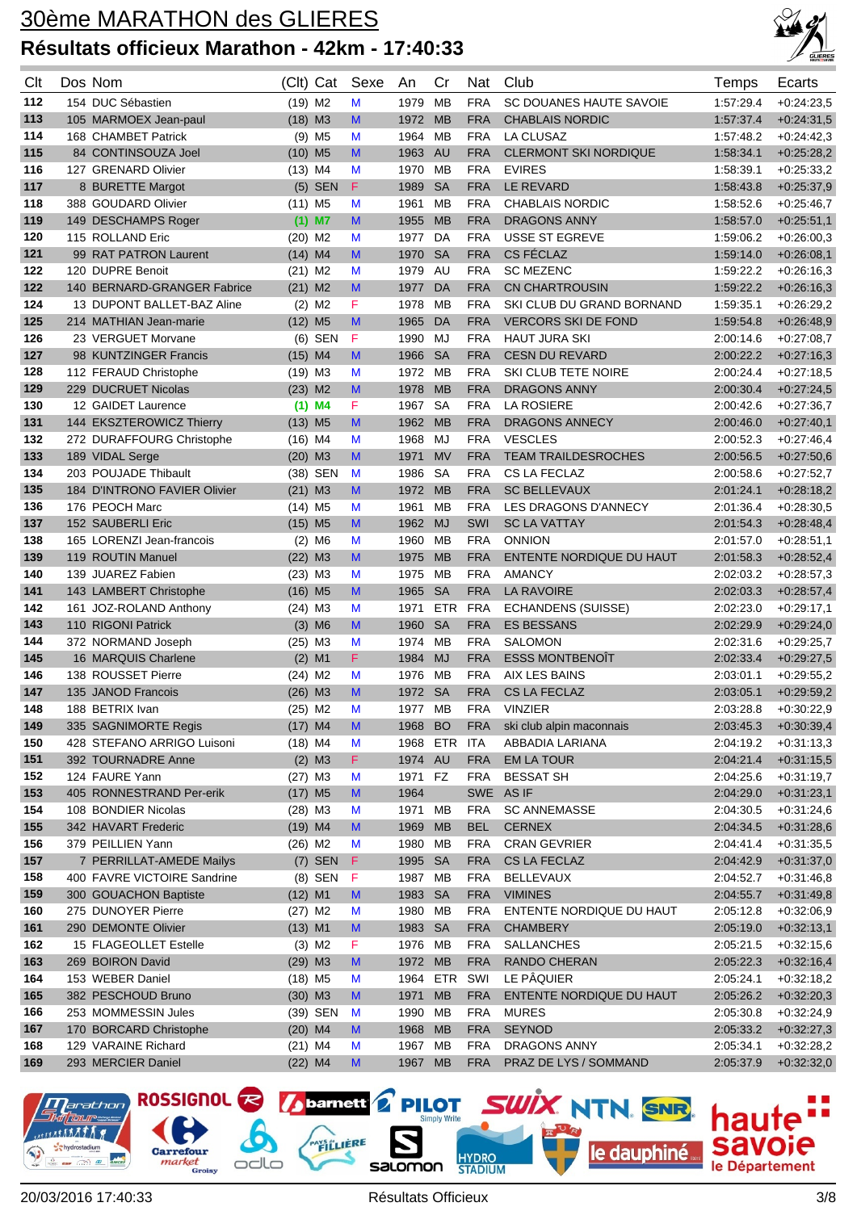# 30ème MARATHON des GLIERES

## Résultats officieux Marathon - 42km - 17:40:33

| Clt | Dos | Nom | (Clt) | Cat | Sexe | An | Cr | Nat | Club | Temps | Ecarts |
|---|---|---|---|---|---|---|---|---|---|---|---|
| 112 | 154 | DUC Sébastien | (19) | M2 | M | 1979 | MB | FRA | SC DOUANES HAUTE SAVOIE | 1:57:29.4 | +0:24:23,5 |
| 113 | 105 | MARMOEX Jean-paul | (18) | M3 | M | 1972 | MB | FRA | CHABLAIS NORDIC | 1:57:37.4 | +0:24:31,5 |
| 114 | 168 | CHAMBET Patrick | (9) | M5 | M | 1964 | MB | FRA | LA CLUSAZ | 1:57:48.2 | +0:24:42,3 |
| 115 | 84 | CONTINSOUZA Joel | (10) | M5 | M | 1963 | AU | FRA | CLERMONT SKI NORDIQUE | 1:58:34.1 | +0:25:28,2 |
| 116 | 127 | GRENARD Olivier | (13) | M4 | M | 1970 | MB | FRA | EVIRES | 1:58:39.1 | +0:25:33,2 |
| 117 | 8 | BURETTE Margot | (5) | SEN | F | 1989 | SA | FRA | LE REVARD | 1:58:43.8 | +0:25:37,9 |
| 118 | 388 | GOUDARD Olivier | (11) | M5 | M | 1961 | MB | FRA | CHABLAIS NORDIC | 1:58:52.6 | +0:25:46,7 |
| 119 | 149 | DESCHAMPS Roger | (1) | M7 | M | 1955 | MB | FRA | DRAGONS ANNY | 1:58:57.0 | +0:25:51,1 |
| 120 | 115 | ROLLAND Eric | (20) | M2 | M | 1977 | DA | FRA | USSE ST EGREVE | 1:59:06.2 | +0:26:00,3 |
| 121 | 99 | RAT PATRON Laurent | (14) | M4 | M | 1970 | SA | FRA | CS FÉCLAZ | 1:59:14.0 | +0:26:08,1 |
| 122 | 120 | DUPRE Benoit | (21) | M2 | M | 1979 | AU | FRA | SC MEZENC | 1:59:22.2 | +0:26:16,3 |
| 122 | 140 | BERNARD-GRANGER Fabrice | (21) | M2 | M | 1977 | DA | FRA | CN CHARTROUSIN | 1:59:22.2 | +0:26:16,3 |
| 124 | 13 | DUPONT BALLET-BAZ Aline | (2) | M2 | F | 1978 | MB | FRA | SKI CLUB DU GRAND BORNAND | 1:59:35.1 | +0:26:29,2 |
| 125 | 214 | MATHIAN Jean-marie | (12) | M5 | M | 1965 | DA | FRA | VERCORS SKI DE FOND | 1:59:54.8 | +0:26:48,9 |
| 126 | 23 | VERGUET Morvane | (6) | SEN | F | 1990 | MJ | FRA | HAUT JURA SKI | 2:00:14.6 | +0:27:08,7 |
| 127 | 98 | KUNTZINGER Francis | (15) | M4 | M | 1966 | SA | FRA | CESN DU REVARD | 2:00:22.2 | +0:27:16,3 |
| 128 | 112 | FERAUD Christophe | (19) | M3 | M | 1972 | MB | FRA | SKI CLUB TETE NOIRE | 2:00:24.4 | +0:27:18,5 |
| 129 | 229 | DUCRUET Nicolas | (23) | M2 | M | 1978 | MB | FRA | DRAGONS ANNY | 2:00:30.4 | +0:27:24,5 |
| 130 | 12 | GAIDET Laurence | (1) | M4 | F | 1967 | SA | FRA | LA ROSIERE | 2:00:42.6 | +0:27:36,7 |
| 131 | 144 | EKSZTEROWICZ Thierry | (13) | M5 | M | 1962 | MB | FRA | DRAGONS ANNECY | 2:00:46.0 | +0:27:40,1 |
| 132 | 272 | DURAFFOURG Christophe | (16) | M4 | M | 1968 | MJ | FRA | VESCLES | 2:00:52.3 | +0:27:46,4 |
| 133 | 189 | VIDAL Serge | (20) | M3 | M | 1971 | MV | FRA | TEAM TRAILDESROCHES | 2:00:56.5 | +0:27:50,6 |
| 134 | 203 | POUJADE Thibault | (38) | SEN | M | 1986 | SA | FRA | CS LA FECLAZ | 2:00:58.6 | +0:27:52,7 |
| 135 | 184 | D'INTRONO FAVIER Olivier | (21) | M3 | M | 1972 | MB | FRA | SC BELLEVAUX | 2:01:24.1 | +0:28:18,2 |
| 136 | 176 | PEOCH Marc | (14) | M5 | M | 1961 | MB | FRA | LES DRAGONS D'ANNECY | 2:01:36.4 | +0:28:30,5 |
| 137 | 152 | SAUBERLI Eric | (15) | M5 | M | 1962 | MJ | SWI | SC LA VATTAY | 2:01:54.3 | +0:28:48,4 |
| 138 | 165 | LORENZI Jean-francois | (2) | M6 | M | 1960 | MB | FRA | ONNION | 2:01:57.0 | +0:28:51,1 |
| 139 | 119 | ROUTIN Manuel | (22) | M3 | M | 1975 | MB | FRA | ENTENTE NORDIQUE DU HAUT | 2:01:58.3 | +0:28:52,4 |
| 140 | 139 | JUAREZ Fabien | (23) | M3 | M | 1975 | MB | FRA | AMANCY | 2:02:03.2 | +0:28:57,3 |
| 141 | 143 | LAMBERT Christophe | (16) | M5 | M | 1965 | SA | FRA | LA RAVOIRE | 2:02:03.3 | +0:28:57,4 |
| 142 | 161 | JOZ-ROLAND Anthony | (24) | M3 | M | 1971 | ETR | FRA | ECHANDENS (SUISSE) | 2:02:23.0 | +0:29:17,1 |
| 143 | 110 | RIGONI Patrick | (3) | M6 | M | 1960 | SA | FRA | ES BESSANS | 2:02:29.9 | +0:29:24,0 |
| 144 | 372 | NORMAND Joseph | (25) | M3 | M | 1974 | MB | FRA | SALOMON | 2:02:31.6 | +0:29:25,7 |
| 145 | 16 | MARQUIS Charlene | (2) | M1 | F | 1984 | MJ | FRA | ESSS MONTBENOÎT | 2:02:33.4 | +0:29:27,5 |
| 146 | 138 | ROUSSET Pierre | (24) | M2 | M | 1976 | MB | FRA | AIX LES BAINS | 2:03:01.1 | +0:29:55,2 |
| 147 | 135 | JANOD Francois | (26) | M3 | M | 1972 | SA | FRA | CS LA FECLAZ | 2:03:05.1 | +0:29:59,2 |
| 148 | 188 | BETRIX Ivan | (25) | M2 | M | 1977 | MB | FRA | VINZIER | 2:03:28.8 | +0:30:22,9 |
| 149 | 335 | SAGNIMORTE Regis | (17) | M4 | M | 1968 | BO | FRA | ski club alpin maconnais | 2:03:45.3 | +0:30:39,4 |
| 150 | 428 | STEFANO ARRIGO Luisoni | (18) | M4 | M | 1968 | ETR | ITA | ABBADIA LARIANA | 2:04:19.2 | +0:31:13,3 |
| 151 | 392 | TOURNADRE Anne | (2) | M3 | F | 1974 | AU | FRA | EM LA TOUR | 2:04:21.4 | +0:31:15,5 |
| 152 | 124 | FAURE Yann | (27) | M3 | M | 1971 | FZ | FRA | BESSAT SH | 2:04:25.6 | +0:31:19,7 |
| 153 | 405 | RONNESTRAND Per-erik | (17) | M5 | M | 1964 | | SWE | AS IF | 2:04:29.0 | +0:31:23,1 |
| 154 | 108 | BONDIER Nicolas | (28) | M3 | M | 1971 | MB | FRA | SC ANNEMASSE | 2:04:30.5 | +0:31:24,6 |
| 155 | 342 | HAVART Frederic | (19) | M4 | M | 1969 | MB | BEL | CERNEX | 2:04:34.5 | +0:31:28,6 |
| 156 | 379 | PEILLIEN Yann | (26) | M2 | M | 1980 | MB | FRA | CRAN GEVRIER | 2:04:41.4 | +0:31:35,5 |
| 157 | 7 | PERRILLAT-AMEDE Mailys | (7) | SEN | F | 1995 | SA | FRA | CS LA FECLAZ | 2:04:42.9 | +0:31:37,0 |
| 158 | 400 | FAVRE VICTOIRE Sandrine | (8) | SEN | F | 1987 | MB | FRA | BELLEVAUX | 2:04:52.7 | +0:31:46,8 |
| 159 | 300 | GOUACHON Baptiste | (12) | M1 | M | 1983 | SA | FRA | VIMINES | 2:04:55.7 | +0:31:49,8 |
| 160 | 275 | DUNOYER Pierre | (27) | M2 | M | 1980 | MB | FRA | ENTENTE NORDIQUE DU HAUT | 2:05:12.8 | +0:32:06,9 |
| 161 | 290 | DEMONTE Olivier | (13) | M1 | M | 1983 | SA | FRA | CHAMBERY | 2:05:19.0 | +0:32:13,1 |
| 162 | 15 | FLAGEOLLET Estelle | (3) | M2 | F | 1976 | MB | FRA | SALLANCHES | 2:05:21.5 | +0:32:15,6 |
| 163 | 269 | BOIRON David | (29) | M3 | M | 1972 | MB | FRA | RANDO CHERAN | 2:05:22.3 | +0:32:16,4 |
| 164 | 153 | WEBER Daniel | (18) | M5 | M | 1964 | ETR | SWI | LE PÂQUIER | 2:05:24.1 | +0:32:18,2 |
| 165 | 382 | PESCHOUD Bruno | (30) | M3 | M | 1971 | MB | FRA | ENTENTE NORDIQUE DU HAUT | 2:05:26.2 | +0:32:20,3 |
| 166 | 253 | MOMMESSIN Jules | (39) | SEN | M | 1990 | MB | FRA | MURES | 2:05:30.8 | +0:32:24,9 |
| 167 | 170 | BORCARD Christophe | (20) | M4 | M | 1968 | MB | FRA | SEYNOD | 2:05:33.2 | +0:32:27,3 |
| 168 | 129 | VARAINE Richard | (21) | M4 | M | 1967 | MB | FRA | DRAGONS ANNY | 2:05:34.1 | +0:32:28,2 |
| 169 | 293 | MERCIER Daniel | (22) | M4 | M | 1967 | MB | FRA | PRAZ DE LYS / SOMMAND | 2:05:37.9 | +0:32:32,0 |

20/03/2016 17:40:33 Résultats Officieux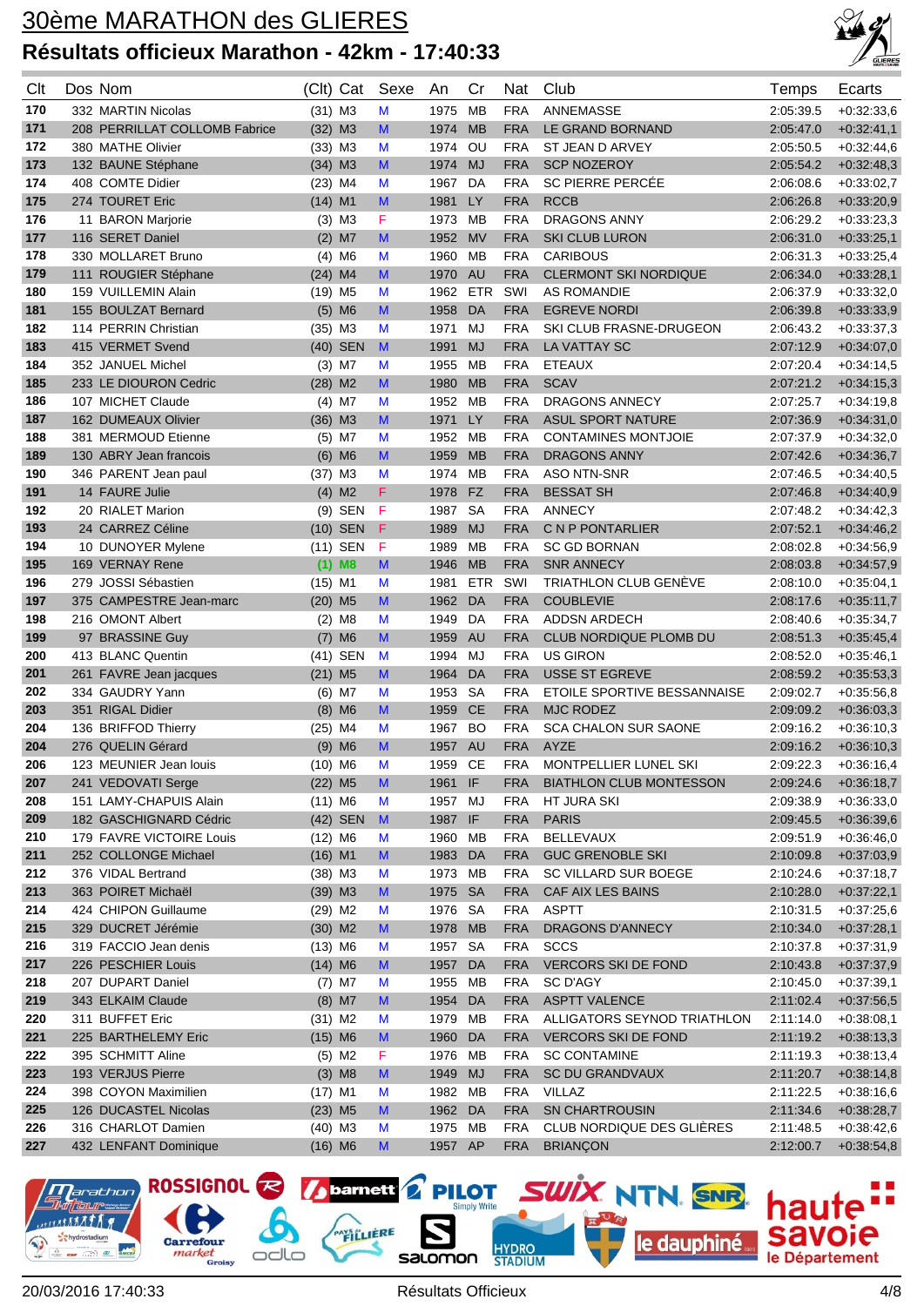# 30ème MARATHON des GLIERES

## Résultats officieux Marathon - 42km - 17:40:33

| Clt | Dos | Nom | (Clt) | Cat | Sexe | An | Cr | Nat | Club | Temps | Ecarts |
|---|---|---|---|---|---|---|---|---|---|---|---|
| 170 | 332 | MARTIN Nicolas | (31) | M3 | M | 1975 | MB | FRA | ANNEMASSE | 2:05:39.5 | +0:32:33,6 |
| 171 | 208 | PERRILLAT COLLOMB Fabrice | (32) | M3 | M | 1974 | MB | FRA | LE GRAND BORNAND | 2:05:47.0 | +0:32:41,1 |
| 172 | 380 | MATHE Olivier | (33) | M3 | M | 1974 | OU | FRA | ST JEAN D ARVEY | 2:05:50.5 | +0:32:44,6 |
| 173 | 132 | BAUNE Stéphane | (34) | M3 | M | 1974 | MJ | FRA | SCP NOZEROY | 2:05:54.2 | +0:32:48,3 |
| 174 | 408 | COMTE Didier | (23) | M4 | M | 1967 | DA | FRA | SC PIERRE PERCÉE | 2:06:08.6 | +0:33:02,7 |
| 175 | 274 | TOURET Eric | (14) | M1 | M | 1981 | LY | FRA | RCCB | 2:06:26.8 | +0:33:20,9 |
| 176 | 11 | BARON Marjorie | (3) | M3 | F | 1973 | MB | FRA | DRAGONS ANNY | 2:06:29.2 | +0:33:23,3 |
| 177 | 116 | SERET Daniel | (2) | M7 | M | 1952 | MV | FRA | SKI CLUB LURON | 2:06:31.0 | +0:33:25,1 |
| 178 | 330 | MOLLARET Bruno | (4) | M6 | M | 1960 | MB | FRA | CARIBOUS | 2:06:31.3 | +0:33:25,4 |
| 179 | 111 | ROUGIER Stéphane | (24) | M4 | M | 1970 | AU | FRA | CLERMONT SKI NORDIQUE | 2:06:34.0 | +0:33:28,1 |
| 180 | 159 | VUILLEMIN Alain | (19) | M5 | M | 1962 | ETR | SWI | AS ROMANDIE | 2:06:37.9 | +0:33:32,0 |
| 181 | 155 | BOULZAT Bernard | (5) | M6 | M | 1958 | DA | FRA | EGREVE NORDI | 2:06:39.8 | +0:33:33,9 |
| 182 | 114 | PERRIN Christian | (35) | M3 | M | 1971 | MJ | FRA | SKI CLUB FRASNE-DRUGEON | 2:06:43.2 | +0:33:37,3 |
| 183 | 415 | VERMET Svend | (40) | SEN | M | 1991 | MJ | FRA | LA VATTAY SC | 2:07:12.9 | +0:34:07,0 |
| 184 | 352 | JANUEL Michel | (3) | M7 | M | 1955 | MB | FRA | ETEAUX | 2:07:20.4 | +0:34:14,5 |
| 185 | 233 | LE DIOURON Cedric | (28) | M2 | M | 1980 | MB | FRA | SCAV | 2:07:21.2 | +0:34:15,3 |
| 186 | 107 | MICHET Claude | (4) | M7 | M | 1952 | MB | FRA | DRAGONS ANNECY | 2:07:25.7 | +0:34:19,8 |
| 187 | 162 | DUMEAUX Olivier | (36) | M3 | M | 1971 | LY | FRA | ASUL SPORT NATURE | 2:07:36.9 | +0:34:31,0 |
| 188 | 381 | MERMOUD Etienne | (5) | M7 | M | 1952 | MB | FRA | CONTAMINES MONTJOIE | 2:07:37.9 | +0:34:32,0 |
| 189 | 130 | ABRY Jean francois | (6) | M6 | M | 1959 | MB | FRA | DRAGONS ANNY | 2:07:42.6 | +0:34:36,7 |
| 190 | 346 | PARENT Jean paul | (37) | M3 | M | 1974 | MB | FRA | ASO NTN-SNR | 2:07:46.5 | +0:34:40,5 |
| 191 | 14 | FAURE Julie | (4) | M2 | F | 1978 | FZ | FRA | BESSAT SH | 2:07:46.8 | +0:34:40,9 |
| 192 | 20 | RIALET Marion | (9) | SEN | F | 1987 | SA | FRA | ANNECY | 2:07:48.2 | +0:34:42,3 |
| 193 | 24 | CARREZ Céline | (10) | SEN | F | 1989 | MJ | FRA | C N P PONTARLIER | 2:07:52.1 | +0:34:46,2 |
| 194 | 10 | DUNOYER Mylene | (11) | SEN | F | 1989 | MB | FRA | SC GD BORNAN | 2:08:02.8 | +0:34:56,9 |
| 195 | 169 | VERNAY Rene | **(1)** | **M8** | M | 1946 | MB | FRA | SNR ANNECY | 2:08:03.8 | +0:34:57,9 |
| 196 | 279 | JOSSI Sébastien | (15) | M1 | M | 1981 | ETR | SWI | TRIATHLON CLUB GENÈVE | 2:08:10.0 | +0:35:04,1 |
| 197 | 375 | CAMPESTRE Jean-marc | (20) | M5 | M | 1962 | DA | FRA | COUBLEVIE | 2:08:17.6 | +0:35:11,7 |
| 198 | 216 | OMONT Albert | (2) | M8 | M | 1949 | DA | FRA | ADDSN ARDECH | 2:08:40.6 | +0:35:34,7 |
| 199 | 97 | BRASSINE Guy | (7) | M6 | M | 1959 | AU | FRA | CLUB NORDIQUE PLOMB DU | 2:08:51.3 | +0:35:45,4 |
| 200 | 413 | BLANC Quentin | (41) | SEN | M | 1994 | MJ | FRA | US GIRON | 2:08:52.0 | +0:35:46,1 |
| 201 | 261 | FAVRE Jean jacques | (21) | M5 | M | 1964 | DA | FRA | USSE ST EGREVE | 2:08:59.2 | +0:35:53,3 |
| 202 | 334 | GAUDRY Yann | (6) | M7 | M | 1953 | SA | FRA | ETOILE SPORTIVE BESSANNAISE | 2:09:02.7 | +0:35:56,8 |
| 203 | 351 | RIGAL Didier | (8) | M6 | M | 1959 | CE | FRA | MJC RODEZ | 2:09:09.2 | +0:36:03,3 |
| 204 | 136 | BRIFFOD Thierry | (25) | M4 | M | 1967 | BO | FRA | SCA CHALON SUR SAONE | 2:09:16.2 | +0:36:10,3 |
| 204 | 276 | QUELIN Gérard | (9) | M6 | M | 1957 | AU | FRA | AYZE | 2:09:16.2 | +0:36:10,3 |
| 206 | 123 | MEUNIER Jean louis | (10) | M6 | M | 1959 | CE | FRA | MONTPELLIER LUNEL SKI | 2:09:22.3 | +0:36:16,4 |
| 207 | 241 | VEDOVATI Serge | (22) | M5 | M | 1961 | IF | FRA | BIATHLON CLUB MONTESSON | 2:09:24.6 | +0:36:18,7 |
| 208 | 151 | LAMY-CHAPUIS Alain | (11) | M6 | M | 1957 | MJ | FRA | HT JURA SKI | 2:09:38.9 | +0:36:33,0 |
| 209 | 182 | GASCHIGNARD Cédric | (42) | SEN | M | 1987 | IF | FRA | PARIS | 2:09:45.5 | +0:36:39,6 |
| 210 | 179 | FAVRE VICTOIRE Louis | (12) | M6 | M | 1960 | MB | FRA | BELLEVAUX | 2:09:51.9 | +0:36:46,0 |
| 211 | 252 | COLLONGE Michael | (16) | M1 | M | 1983 | DA | FRA | GUC GRENOBLE SKI | 2:10:09.8 | +0:37:03,9 |
| 212 | 376 | VIDAL Bertrand | (38) | M3 | M | 1973 | MB | FRA | SC VILLARD SUR BOEGE | 2:10:24.6 | +0:37:18,7 |
| 213 | 363 | POIRET Michaël | (39) | M3 | M | 1975 | SA | FRA | CAF AIX LES BAINS | 2:10:28.0 | +0:37:22,1 |
| 214 | 424 | CHIPON Guillaume | (29) | M2 | M | 1976 | SA | FRA | ASPTT | 2:10:31.5 | +0:37:25,6 |
| 215 | 329 | DUCRET Jérémie | (30) | M2 | M | 1978 | MB | FRA | DRAGONS D'ANNECY | 2:10:34.0 | +0:37:28,1 |
| 216 | 319 | FACCIO Jean denis | (13) | M6 | M | 1957 | SA | FRA | SCCS | 2:10:37.8 | +0:37:31,9 |
| 217 | 226 | PESCHIER Louis | (14) | M6 | M | 1957 | DA | FRA | VERCORS SKI DE FOND | 2:10:43.8 | +0:37:37,9 |
| 218 | 207 | DUPART Daniel | (7) | M7 | M | 1955 | MB | FRA | SC D'AGY | 2:10:45.0 | +0:37:39,1 |
| 219 | 343 | ELKAIM Claude | (8) | M7 | M | 1954 | DA | FRA | ASPTT VALENCE | 2:11:02.4 | +0:37:56,5 |
| 220 | 311 | BUFFET Eric | (31) | M2 | M | 1979 | MB | FRA | ALLIGATORS SEYNOD TRIATHLON | 2:11:14.0 | +0:38:08,1 |
| 221 | 225 | BARTHELEMY Eric | (15) | M6 | M | 1960 | DA | FRA | VERCORS SKI DE FOND | 2:11:19.2 | +0:38:13,3 |
| 222 | 395 | SCHMITT Aline | (5) | M2 | F | 1976 | MB | FRA | SC CONTAMINE | 2:11:19.3 | +0:38:13,4 |
| 223 | 193 | VERJUS Pierre | (3) | M8 | M | 1949 | MJ | FRA | SC DU GRANDVAUX | 2:11:20.7 | +0:38:14,8 |
| 224 | 398 | COYON Maximilien | (17) | M1 | M | 1982 | MB | FRA | VILLAZ | 2:11:22.5 | +0:38:16,6 |
| 225 | 126 | DUCASTEL Nicolas | (23) | M5 | M | 1962 | DA | FRA | SN CHARTROUSIN | 2:11:34.6 | +0:38:28,7 |
| 226 | 316 | CHARLOT Damien | (40) | M3 | M | 1975 | MB | FRA | CLUB NORDIQUE DES GLIÈRES | 2:11:48.5 | +0:38:42,6 |
| 227 | 432 | LENFANT Dominique | (16) | M6 | M | 1957 | AP | FRA | BRIANÇON | 2:12:00.7 | +0:38:54,8 |

20/03/2016 17:40:33 — Résultats Officiels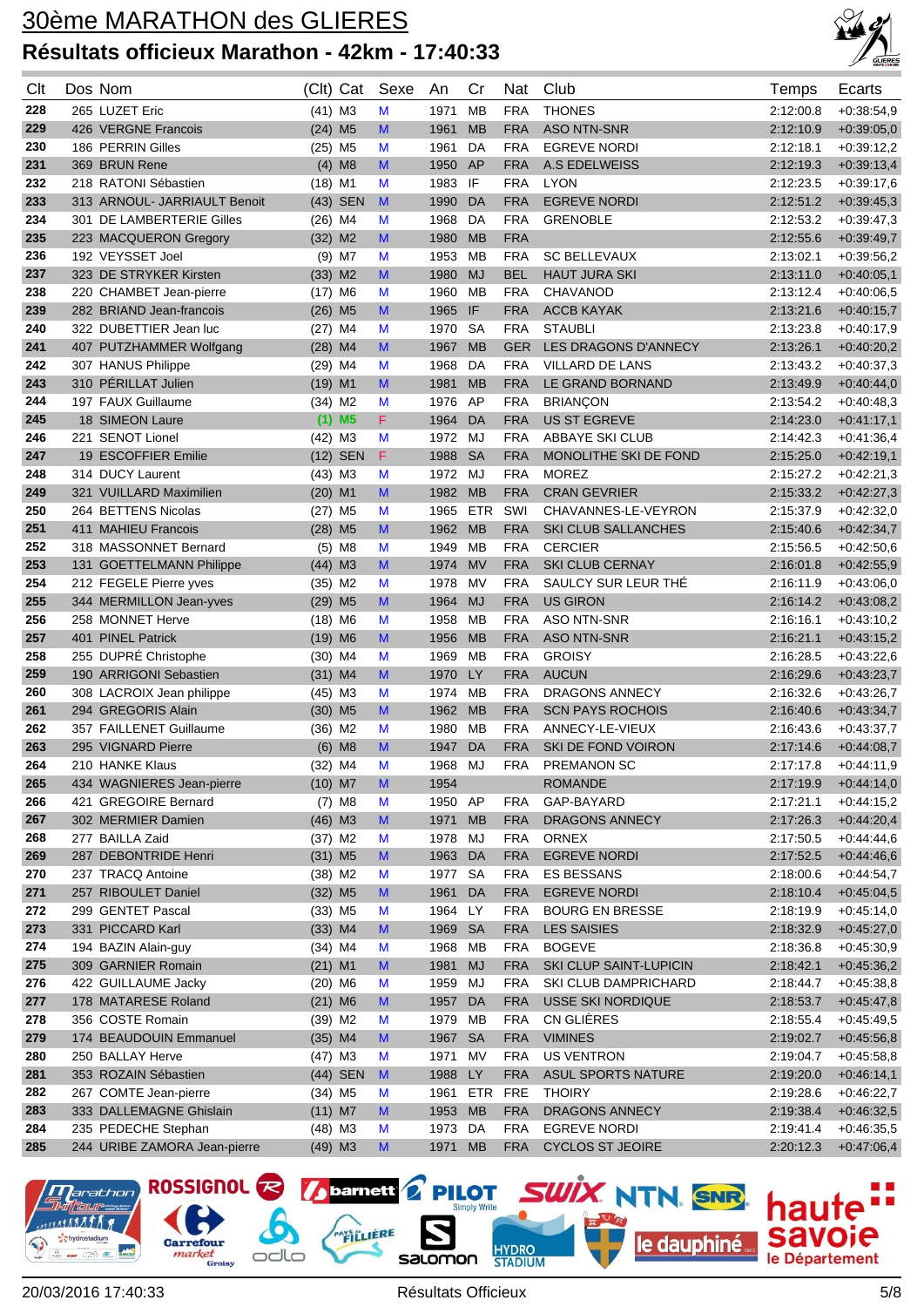# 30ème MARATHON des GLIERES

## Résultats officieux Marathon - 42km - 17:40:33

| Clt | Dos | Nom | (Clt) | Cat | Sexe | An | Cr | Nat | Club | Temps | Ecarts |
|---|---|---|---|---|---|---|---|---|---|---|---|
| 228 | 265 | LUZET Eric | (41) | M3 | M | 1971 | MB | FRA | THONES | 2:12:00.8 | +0:38:54,9 |
| 229 | 426 | VERGNE Francois | (24) | M5 | M | 1961 | MB | FRA | ASO NTN-SNR | 2:12:10.9 | +0:39:05,0 |
| 230 | 186 | PERRIN Gilles | (25) | M5 | M | 1961 | DA | FRA | EGREVE NORDI | 2:12:18.1 | +0:39:12,2 |
| 231 | 369 | BRUN Rene | (4) | M8 | M | 1950 | AP | FRA | A.S EDELWEISS | 2:12:19.3 | +0:39:13,4 |
| 232 | 218 | RATONI Sébastien | (18) | M1 | M | 1983 | IF | FRA | LYON | 2:12:23.5 | +0:39:17,6 |
| 233 | 313 | ARNOUL- JARRIAULT Benoit | (43) | SEN | M | 1990 | DA | FRA | EGREVE NORDI | 2:12:51.2 | +0:39:45,3 |
| 234 | 301 | DE LAMBERTERIE Gilles | (26) | M4 | M | 1968 | DA | FRA | GRENOBLE | 2:12:53.2 | +0:39:47,3 |
| 235 | 223 | MACQUERON Gregory | (32) | M2 | M | 1980 | MB | FRA | | 2:12:55.6 | +0:39:49,7 |
| 236 | 192 | VEYSSET Joel | (9) | M7 | M | 1953 | MB | FRA | SC BELLEVAUX | 2:13:02.1 | +0:39:56,2 |
| 237 | 323 | DE STRYKER Kirsten | (33) | M2 | M | 1980 | MJ | BEL | HAUT JURA SKI | 2:13:11.0 | +0:40:05,1 |
| 238 | 220 | CHAMBET Jean-pierre | (17) | M6 | M | 1960 | MB | FRA | CHAVANOD | 2:13:12.4 | +0:40:06,5 |
| 239 | 282 | BRIAND Jean-francois | (26) | M5 | M | 1965 | IF | FRA | ACCB KAYAK | 2:13:21.6 | +0:40:15,7 |
| 240 | 322 | DUBETTIER Jean luc | (27) | M4 | M | 1970 | SA | FRA | STAUBLI | 2:13:23.8 | +0:40:17,9 |
| 241 | 407 | PUTZHAMMER Wolfgang | (28) | M4 | M | 1967 | MB | GER | LES DRAGONS D'ANNECY | 2:13:26.1 | +0:40:20,2 |
| 242 | 307 | HANUS Philippe | (29) | M4 | M | 1968 | DA | FRA | VILLARD DE LANS | 2:13:43.2 | +0:40:37,3 |
| 243 | 310 | PÉRILLAT Julien | (19) | M1 | M | 1981 | MB | FRA | LE GRAND BORNAND | 2:13:49.9 | +0:40:44,0 |
| 244 | 197 | FAUX Guillaume | (34) | M2 | M | 1976 | AP | FRA | BRIANÇON | 2:13:54.2 | +0:40:48,3 |
| 245 | 18 | SIMEON Laure | (1) | M5 | F | 1964 | DA | FRA | US ST EGREVE | 2:14:23.0 | +0:41:17,1 |
| 246 | 221 | SENOT Lionel | (42) | M3 | M | 1972 | MJ | FRA | ABBAYE SKI CLUB | 2:14:42.3 | +0:41:36,4 |
| 247 | 19 | ESCOFFIER Emilie | (12) | SEN | F | 1988 | SA | FRA | MONOLITHE SKI DE FOND | 2:15:25.0 | +0:42:19,1 |
| 248 | 314 | DUCY Laurent | (43) | M3 | M | 1972 | MJ | FRA | MOREZ | 2:15:27.2 | +0:42:21,3 |
| 249 | 321 | VUILLARD Maximilien | (20) | M1 | M | 1982 | MB | FRA | CRAN GEVRIER | 2:15:33.2 | +0:42:27,3 |
| 250 | 264 | BETTENS Nicolas | (27) | M5 | M | 1965 | ETR | SWI | CHAVANNES-LE-VEYRON | 2:15:37.9 | +0:42:32,0 |
| 251 | 411 | MAHIEU Francois | (28) | M5 | M | 1962 | MB | FRA | SKI CLUB SALLANCHES | 2:15:40.6 | +0:42:34,7 |
| 252 | 318 | MASSONNET Bernard | (5) | M8 | M | 1949 | MB | FRA | CERCIER | 2:15:56.5 | +0:42:50,6 |
| 253 | 131 | GOETTELMANN Philippe | (44) | M3 | M | 1974 | MV | FRA | SKI CLUB CERNAY | 2:16:01.8 | +0:42:55,9 |
| 254 | 212 | FEGELE Pierre yves | (35) | M2 | M | 1978 | MV | FRA | SAULCY SUR LEUR THÉ | 2:16:11.9 | +0:43:06,0 |
| 255 | 344 | MERMILLON Jean-yves | (29) | M5 | M | 1964 | MJ | FRA | US GIRON | 2:16:14.2 | +0:43:08,2 |
| 256 | 258 | MONNET Herve | (18) | M6 | M | 1958 | MB | FRA | ASO NTN-SNR | 2:16:16.1 | +0:43:10,2 |
| 257 | 401 | PINEL Patrick | (19) | M6 | M | 1956 | MB | FRA | ASO NTN-SNR | 2:16:21.1 | +0:43:15,2 |
| 258 | 255 | DUPRÉ Christophe | (30) | M4 | M | 1969 | MB | FRA | GROISY | 2:16:28.5 | +0:43:22,6 |
| 259 | 190 | ARRIGONI Sebastien | (31) | M4 | M | 1970 | LY | FRA | AUCUN | 2:16:29.6 | +0:43:23,7 |
| 260 | 308 | LACROIX Jean philippe | (45) | M3 | M | 1974 | MB | FRA | DRAGONS ANNECY | 2:16:32.6 | +0:43:26,7 |
| 261 | 294 | GREGORIS Alain | (30) | M5 | M | 1962 | MB | FRA | SCN PAYS ROCHOIS | 2:16:40.6 | +0:43:34,7 |
| 262 | 357 | FAILLENET Guillaume | (36) | M2 | M | 1980 | MB | FRA | ANNECY-LE-VIEUX | 2:16:43.6 | +0:43:37,7 |
| 263 | 295 | VIGNARD Pierre | (6) | M8 | M | 1947 | DA | FRA | SKI DE FOND VOIRON | 2:17:14.6 | +0:44:08,7 |
| 264 | 210 | HANKE Klaus | (32) | M4 | M | 1968 | MJ | FRA | PREMANON SC | 2:17:17.8 | +0:44:11,9 |
| 265 | 434 | WAGNIERES Jean-pierre | (10) | M7 | M | 1954 | | | ROMANDE | 2:17:19.9 | +0:44:14,0 |
| 266 | 421 | GREGOIRE Bernard | (7) | M8 | M | 1950 | AP | FRA | GAP-BAYARD | 2:17:21.1 | +0:44:15,2 |
| 267 | 302 | MERMIER Damien | (46) | M3 | M | 1971 | MB | FRA | DRAGONS ANNECY | 2:17:26.3 | +0:44:20,4 |
| 268 | 277 | BAILLA Zaid | (37) | M2 | M | 1978 | MJ | FRA | ORNEX | 2:17:50.5 | +0:44:44,6 |
| 269 | 287 | DEBONTRIDE Henri | (31) | M5 | M | 1963 | DA | FRA | EGREVE NORDI | 2:17:52.5 | +0:44:46,6 |
| 270 | 237 | TRACQ Antoine | (38) | M2 | M | 1977 | SA | FRA | ES BESSANS | 2:18:00.6 | +0:44:54,7 |
| 271 | 257 | RIBOULET Daniel | (32) | M5 | M | 1961 | DA | FRA | EGREVE NORDI | 2:18:10.4 | +0:45:04,5 |
| 272 | 299 | GENTET Pascal | (33) | M5 | M | 1964 | LY | FRA | BOURG EN BRESSE | 2:18:19.9 | +0:45:14,0 |
| 273 | 331 | PICCARD Karl | (33) | M4 | M | 1969 | SA | FRA | LES SAISIES | 2:18:32.9 | +0:45:27,0 |
| 274 | 194 | BAZIN Alain-guy | (34) | M4 | M | 1968 | MB | FRA | BOGEVE | 2:18:36.8 | +0:45:30,9 |
| 275 | 309 | GARNIER Romain | (21) | M1 | M | 1981 | MJ | FRA | SKI CLUP SAINT-LUPICIN | 2:18:42.1 | +0:45:36,2 |
| 276 | 422 | GUILLAUME Jacky | (20) | M6 | M | 1959 | MJ | FRA | SKI CLUB DAMPRICHARD | 2:18:44.7 | +0:45:38,8 |
| 277 | 178 | MATARESE Roland | (21) | M6 | M | 1957 | DA | FRA | USSE SKI NORDIQUE | 2:18:53.7 | +0:45:47,8 |
| 278 | 356 | COSTE Romain | (39) | M2 | M | 1979 | MB | FRA | CN GLIÈRES | 2:18:55.4 | +0:45:49,5 |
| 279 | 174 | BEAUDOUIN Emmanuel | (35) | M4 | M | 1967 | SA | FRA | VIMINES | 2:19:02.7 | +0:45:56,8 |
| 280 | 250 | BALLAY Herve | (47) | M3 | M | 1971 | MV | FRA | US VENTRON | 2:19:04.7 | +0:45:58,8 |
| 281 | 353 | ROZAIN Sébastien | (44) | SEN | M | 1988 | LY | FRA | ASUL SPORTS NATURE | 2:19:20.0 | +0:46:14,1 |
| 282 | 267 | COMTE Jean-pierre | (34) | M5 | M | 1961 | ETR | FRE | THOIRY | 2:19:28.6 | +0:46:22,7 |
| 283 | 333 | DALLEMAGNE Ghislain | (11) | M7 | M | 1953 | MB | FRA | DRAGONS ANNECY | 2:19:38.4 | +0:46:32,5 |
| 284 | 235 | PEDECHE Stephan | (48) | M3 | M | 1973 | DA | FRA | EGREVE NORDI | 2:19:41.4 | +0:46:35,5 |
| 285 | 244 | URIBE ZAMORA Jean-pierre | (49) | M3 | M | 1971 | MB | FRA | CYCLOS ST JEOIRE | 2:20:12.3 | +0:47:06,4 |

20/03/2016 17:40:33 — Résultats Officieux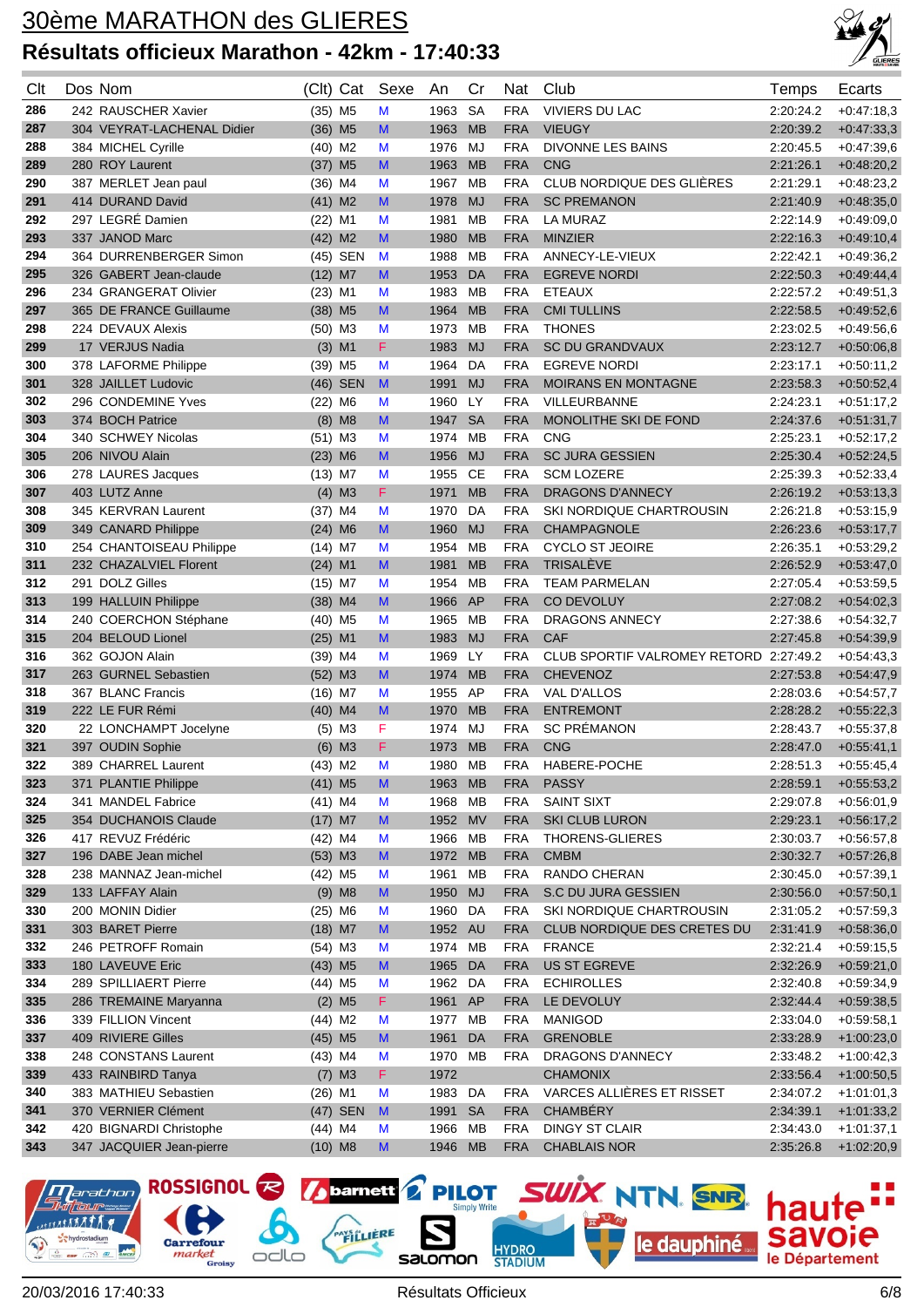# 30ème MARATHON des GLIERES

## Résultats officieux Marathon - 42km - 17:40:33

| Clt | Dos | Nom | (Clt) | Cat | Sexe | An | Cr | Nat | Club | Temps | Ecarts |
|---|---|---|---|---|---|---|---|---|---|---|---|
| 286 | 242 | RAUSCHER Xavier | (35) | M5 | M | 1963 | SA | FRA | VIVIERS DU LAC | 2:20:24.2 | +0:47:18,3 |
| 287 | 304 | VEYRAT-LACHENAL Didier | (36) | M5 | M | 1963 | MB | FRA | VIEUGY | 2:20:39.2 | +0:47:33,3 |
| 288 | 384 | MICHEL Cyrille | (40) | M2 | M | 1976 | MJ | FRA | DIVONNE LES BAINS | 2:20:45.5 | +0:47:39,6 |
| 289 | 280 | ROY Laurent | (37) | M5 | M | 1963 | MB | FRA | CNG | 2:21:26.1 | +0:48:20,2 |
| 290 | 387 | MERLET Jean paul | (36) | M4 | M | 1967 | MB | FRA | CLUB NORDIQUE DES GLIÈRES | 2:21:29.1 | +0:48:23,2 |
| 291 | 414 | DURAND David | (41) | M2 | M | 1978 | MJ | FRA | SC PREMANON | 2:21:40.9 | +0:48:35,0 |
| 292 | 297 | LEGRÉ Damien | (22) | M1 | M | 1981 | MB | FRA | LA MURAZ | 2:22:14.9 | +0:49:09,0 |
| 293 | 337 | JANOD Marc | (42) | M2 | M | 1980 | MB | FRA | MINZIER | 2:22:16.3 | +0:49:10,4 |
| 294 | 364 | DURRENBERGER Simon | (45) | SEN | M | 1988 | MB | FRA | ANNECY-LE-VIEUX | 2:22:42.1 | +0:49:36,2 |
| 295 | 326 | GABERT Jean-claude | (12) | M7 | M | 1953 | DA | FRA | EGREVE NORDI | 2:22:50.3 | +0:49:44,4 |
| 296 | 234 | GRANGERAT Olivier | (23) | M1 | M | 1983 | MB | FRA | ETEAUX | 2:22:57.2 | +0:49:51,3 |
| 297 | 365 | DE FRANCE Guillaume | (38) | M5 | M | 1964 | MB | FRA | CMI TULLINS | 2:22:58.5 | +0:49:52,6 |
| 298 | 224 | DEVAUX Alexis | (50) | M3 | M | 1973 | MB | FRA | THONES | 2:23:02.5 | +0:49:56,6 |
| 299 | 17 | VERJUS Nadia | (3) | M1 | F | 1983 | MJ | FRA | SC DU GRANDVAUX | 2:23:12.7 | +0:50:06,8 |
| 300 | 378 | LAFORME Philippe | (39) | M5 | M | 1964 | DA | FRA | EGREVE NORDI | 2:23:17.1 | +0:50:11,2 |
| 301 | 328 | JAILLET Ludovic | (46) | SEN | M | 1991 | MJ | FRA | MOIRANS EN MONTAGNE | 2:23:58.3 | +0:50:52,4 |
| 302 | 296 | CONDEMINE Yves | (22) | M6 | M | 1960 | LY | FRA | VILLEURBANNE | 2:24:23.1 | +0:51:17,2 |
| 303 | 374 | BOCH Patrice | (8) | M8 | M | 1947 | SA | FRA | MONOLITHE SKI DE FOND | 2:24:37.6 | +0:51:31,7 |
| 304 | 340 | SCHWEY Nicolas | (51) | M3 | M | 1974 | MB | FRA | CNG | 2:25:23.1 | +0:52:17,2 |
| 305 | 206 | NIVOU Alain | (23) | M6 | M | 1956 | MJ | FRA | SC JURA GESSIEN | 2:25:30.4 | +0:52:24,5 |
| 306 | 278 | LAURES Jacques | (13) | M7 | M | 1955 | CE | FRA | SCM LOZERE | 2:25:39.3 | +0:52:33,4 |
| 307 | 403 | LUTZ Anne | (4) | M3 | F | 1971 | MB | FRA | DRAGONS D'ANNECY | 2:26:19.2 | +0:53:13,3 |
| 308 | 345 | KERVRAN Laurent | (37) | M4 | M | 1970 | DA | FRA | SKI NORDIQUE CHARTROUSIN | 2:26:21.8 | +0:53:15,9 |
| 309 | 349 | CANARD Philippe | (24) | M6 | M | 1960 | MJ | FRA | CHAMPAGNOLE | 2:26:23.6 | +0:53:17,7 |
| 310 | 254 | CHANTOISEAU Philippe | (14) | M7 | M | 1954 | MB | FRA | CYCLO ST JEOIRE | 2:26:35.1 | +0:53:29,2 |
| 311 | 232 | CHAZALVIEL Florent | (24) | M1 | M | 1981 | MB | FRA | TRISALÈVE | 2:26:52.9 | +0:53:47,0 |
| 312 | 291 | DOLZ Gilles | (15) | M7 | M | 1954 | MB | FRA | TEAM PARMELAN | 2:27:05.4 | +0:53:59,5 |
| 313 | 199 | HALLUIN Philippe | (38) | M4 | M | 1966 | AP | FRA | CO DEVOLUY | 2:27:08.2 | +0:54:02,3 |
| 314 | 240 | COERCHON Stéphane | (40) | M5 | M | 1965 | MB | FRA | DRAGONS ANNECY | 2:27:38.6 | +0:54:32,7 |
| 315 | 204 | BELOUD Lionel | (25) | M1 | M | 1983 | MJ | FRA | CAF | 2:27:45.8 | +0:54:39,9 |
| 316 | 362 | GOJON Alain | (39) | M4 | M | 1969 | LY | FRA | CLUB SPORTIF VALROMEY RETORD | 2:27:49.2 | +0:54:43,3 |
| 317 | 263 | GURNEL Sebastien | (52) | M3 | M | 1974 | MB | FRA | CHEVENOZ | 2:27:53.8 | +0:54:47,9 |
| 318 | 367 | BLANC Francis | (16) | M7 | M | 1955 | AP | FRA | VAL D'ALLOS | 2:28:03.6 | +0:54:57,7 |
| 319 | 222 | LE FUR Rémi | (40) | M4 | M | 1970 | MB | FRA | ENTREMONT | 2:28:28.2 | +0:55:22,3 |
| 320 | 22 | LONCHAMPT Jocelyne | (5) | M3 | F | 1974 | MJ | FRA | SC PRÉMANON | 2:28:43.7 | +0:55:37,8 |
| 321 | 397 | OUDIN Sophie | (6) | M3 | F | 1973 | MB | FRA | CNG | 2:28:47.0 | +0:55:41,1 |
| 322 | 389 | CHARREL Laurent | (43) | M2 | M | 1980 | MB | FRA | HABERE-POCHE | 2:28:51.3 | +0:55:45,4 |
| 323 | 371 | PLANTIE Philippe | (41) | M5 | M | 1963 | MB | FRA | PASSY | 2:28:59.1 | +0:55:53,2 |
| 324 | 341 | MANDEL Fabrice | (41) | M4 | M | 1968 | MB | FRA | SAINT SIXT | 2:29:07.8 | +0:56:01,9 |
| 325 | 354 | DUCHANOIS Claude | (17) | M7 | M | 1952 | MV | FRA | SKI CLUB LURON | 2:29:23.1 | +0:56:17,2 |
| 326 | 417 | REVUZ Frédéric | (42) | M4 | M | 1966 | MB | FRA | THORENS-GLIERES | 2:30:03.7 | +0:56:57,8 |
| 327 | 196 | DABE Jean michel | (53) | M3 | M | 1972 | MB | FRA | CMBM | 2:30:32.7 | +0:57:26,8 |
| 328 | 238 | MANNAZ Jean-michel | (42) | M5 | M | 1961 | MB | FRA | RANDO CHERAN | 2:30:45.0 | +0:57:39,1 |
| 329 | 133 | LAFFAY Alain | (9) | M8 | M | 1950 | MJ | FRA | S.C DU JURA GESSIEN | 2:30:56.0 | +0:57:50,1 |
| 330 | 200 | MONIN Didier | (25) | M6 | M | 1960 | DA | FRA | SKI NORDIQUE CHARTROUSIN | 2:31:05.2 | +0:57:59,3 |
| 331 | 303 | BARET Pierre | (18) | M7 | M | 1952 | AU | FRA | CLUB NORDIQUE DES CRETES DU | 2:31:41.9 | +0:58:36,0 |
| 332 | 246 | PETROFF Romain | (54) | M3 | M | 1974 | MB | FRA | FRANCE | 2:32:21.4 | +0:59:15,5 |
| 333 | 180 | LAVEUVE Eric | (43) | M5 | M | 1965 | DA | FRA | US ST EGREVE | 2:32:26.9 | +0:59:21,0 |
| 334 | 289 | SPILLIAERT Pierre | (44) | M5 | M | 1962 | DA | FRA | ECHIROLLES | 2:32:40.8 | +0:59:34,9 |
| 335 | 286 | TREMAINE Maryanna | (2) | M5 | F | 1961 | AP | FRA | LE DEVOLUY | 2:32:44.4 | +0:59:38,5 |
| 336 | 339 | FILLION Vincent | (44) | M2 | M | 1977 | MB | FRA | MANIGOD | 2:33:04.0 | +0:59:58,1 |
| 337 | 409 | RIVIERE Gilles | (45) | M5 | M | 1961 | DA | FRA | GRENOBLE | 2:33:28.9 | +1:00:23,0 |
| 338 | 248 | CONSTANS Laurent | (43) | M4 | M | 1970 | MB | FRA | DRAGONS D'ANNECY | 2:33:48.2 | +1:00:42,3 |
| 339 | 433 | RAINBIRD Tanya | (7) | M3 | F | 1972 | | | CHAMONIX | 2:33:56.4 | +1:00:50,5 |
| 340 | 383 | MATHIEU Sebastien | (26) | M1 | M | 1983 | DA | FRA | VARCES ALLIÈRES ET RISSET | 2:34:07.2 | +1:01:01,3 |
| 341 | 370 | VERNIER Clément | (47) | SEN | M | 1991 | SA | FRA | CHAMBÉRY | 2:34:39.1 | +1:01:33,2 |
| 342 | 420 | BIGNARDI Christophe | (44) | M4 | M | 1966 | MB | FRA | DINGY ST CLAIR | 2:34:43.0 | +1:01:37,1 |
| 343 | 347 | JACQUIER Jean-pierre | (10) | M8 | M | 1946 | MB | FRA | CHABLAIS NOR | 2:35:26.8 | +1:02:20,9 |

20/03/2016 17:40:33 — Résultats Officieux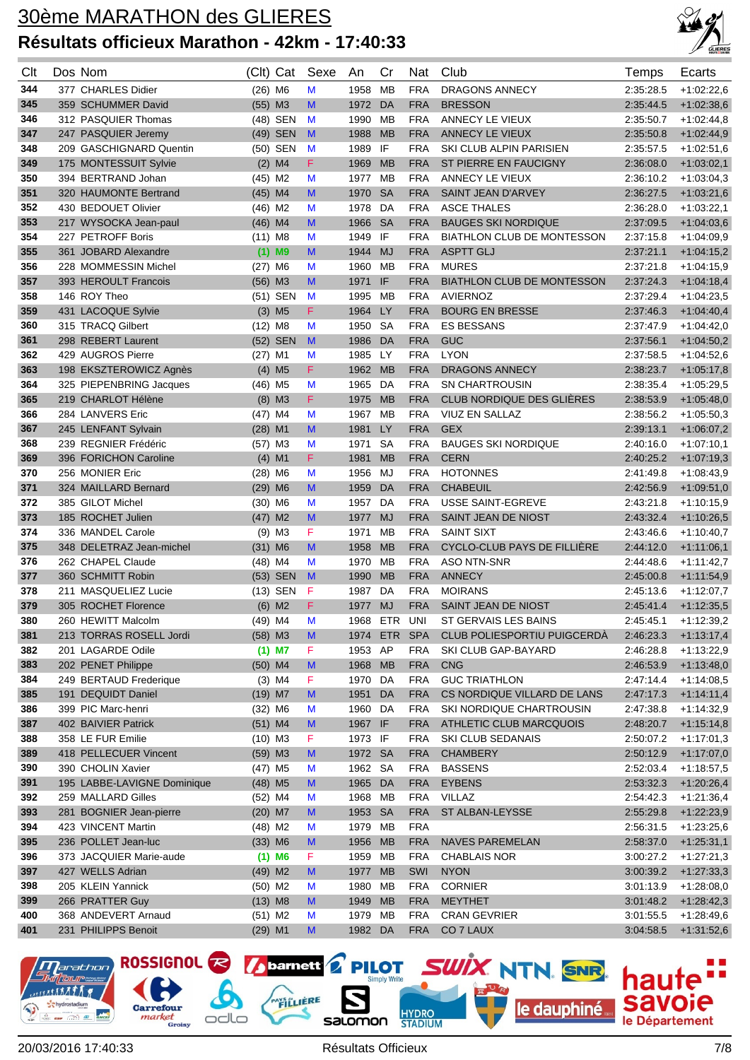# 30ème MARATHON des GLIERES

## Résultats officieux Marathon - 42km - 17:40:33

| Clt | Dos | Nom | (Clt) | Cat | Sexe | An | Cr | Nat | Club | Temps | Ecarts |
|---|---|---|---|---|---|---|---|---|---|---|---|
| 344 | 377 | CHARLES Didier | (26) | M6 | M | 1958 | MB | FRA | DRAGONS ANNECY | 2:35:28.5 | +1:02:22,6 |
| 345 | 359 | SCHUMMER David | (55) | M3 | M | 1972 | DA | FRA | BRESSON | 2:35:44.5 | +1:02:38,6 |
| 346 | 312 | PASQUIER Thomas | (48) | SEN | M | 1990 | MB | FRA | ANNECY LE VIEUX | 2:35:50.7 | +1:02:44,8 |
| 347 | 247 | PASQUIER Jeremy | (49) | SEN | M | 1988 | MB | FRA | ANNECY LE VIEUX | 2:35:50.8 | +1:02:44,9 |
| 348 | 209 | GASCHIGNARD Quentin | (50) | SEN | M | 1989 | IF | FRA | SKI CLUB ALPIN PARISIEN | 2:35:57.5 | +1:02:51,6 |
| 349 | 175 | MONTESSUIT Sylvie | (2) | M4 | F | 1969 | MB | FRA | ST PIERRE EN FAUCIGNY | 2:36:08.0 | +1:03:02,1 |
| 350 | 394 | BERTRAND Johan | (45) | M2 | M | 1977 | MB | FRA | ANNECY LE VIEUX | 2:36:10.2 | +1:03:04,3 |
| 351 | 320 | HAUMONTE Bertrand | (45) | M4 | M | 1970 | SA | FRA | SAINT JEAN D'ARVEY | 2:36:27.5 | +1:03:21,6 |
| 352 | 430 | BEDOUET Olivier | (46) | M2 | M | 1978 | DA | FRA | ASCE THALES | 2:36:28.0 | +1:03:22,1 |
| 353 | 217 | WYSOCKA Jean-paul | (46) | M4 | M | 1966 | SA | FRA | BAUGES SKI NORDIQUE | 2:37:09.5 | +1:04:03,6 |
| 354 | 227 | PETROFF Boris | (11) | M8 | M | 1949 | IF | FRA | BIATHLON CLUB DE MONTESSON | 2:37:15.8 | +1:04:09,9 |
| 355 | 361 | JOBARD Alexandre | (1) | M9 | M | 1944 | MJ | FRA | ASPTT GLJ | 2:37:21.1 | +1:04:15,2 |
| 356 | 228 | MOMMESSIN Michel | (27) | M6 | M | 1960 | MB | FRA | MURES | 2:37:21.8 | +1:04:15,9 |
| 357 | 393 | HEROULT Francois | (56) | M3 | M | 1971 | IF | FRA | BIATHLON CLUB DE MONTESSON | 2:37:24.3 | +1:04:18,4 |
| 358 | 146 | ROY Theo | (51) | SEN | M | 1995 | MB | FRA | AVIERNOZ | 2:37:29.4 | +1:04:23,5 |
| 359 | 431 | LACOQUE Sylvie | (3) | M5 | F | 1964 | LY | FRA | BOURG EN BRESSE | 2:37:46.3 | +1:04:40,4 |
| 360 | 315 | TRACQ Gilbert | (12) | M8 | M | 1950 | SA | FRA | ES BESSANS | 2:37:47.9 | +1:04:42,0 |
| 361 | 298 | REBERT Laurent | (52) | SEN | M | 1986 | DA | FRA | GUC | 2:37:56.1 | +1:04:50,2 |
| 362 | 429 | AUGROS Pierre | (27) | M1 | M | 1985 | LY | FRA | LYON | 2:37:58.5 | +1:04:52,6 |
| 363 | 198 | EKSZTEROWICZ Agnès | (4) | M5 | F | 1962 | MB | FRA | DRAGONS ANNECY | 2:38:23.7 | +1:05:17,8 |
| 364 | 325 | PIEPENBRING Jacques | (46) | M5 | M | 1965 | DA | FRA | SN CHARTROUSIN | 2:38:35.4 | +1:05:29,5 |
| 365 | 219 | CHARLOT Hélène | (8) | M3 | F | 1975 | MB | FRA | CLUB NORDIQUE DES GLIÈRES | 2:38:53.9 | +1:05:48,0 |
| 366 | 284 | LANVERS Eric | (47) | M4 | M | 1967 | MB | FRA | VIUZ EN SALLAZ | 2:38:56.2 | +1:05:50,3 |
| 367 | 245 | LENFANT Sylvain | (28) | M1 | M | 1981 | LY | FRA | GEX | 2:39:13.1 | +1:06:07,2 |
| 368 | 239 | REGNIER Frédéric | (57) | M3 | M | 1971 | SA | FRA | BAUGES SKI NORDIQUE | 2:40:16.0 | +1:07:10,1 |
| 369 | 396 | FORICHON Caroline | (4) | M1 | F | 1981 | MB | FRA | CERN | 2:40:25.2 | +1:07:19,3 |
| 370 | 256 | MONIER Eric | (28) | M6 | M | 1956 | MJ | FRA | HOTONNES | 2:41:49.8 | +1:08:43,9 |
| 371 | 324 | MAILLARD Bernard | (29) | M6 | M | 1959 | DA | FRA | CHABEUIL | 2:42:56.9 | +1:09:51,0 |
| 372 | 385 | GILOT Michel | (30) | M6 | M | 1957 | DA | FRA | USSE SAINT-EGREVE | 2:43:21.8 | +1:10:15,9 |
| 373 | 185 | ROCHET Julien | (47) | M2 | M | 1977 | MJ | FRA | SAINT JEAN DE NIOST | 2:43:32.4 | +1:10:26,5 |
| 374 | 336 | MANDEL Carole | (9) | M3 | F | 1971 | MB | FRA | SAINT SIXT | 2:43:46.6 | +1:10:40,7 |
| 375 | 348 | DELETRAZ Jean-michel | (31) | M6 | M | 1958 | MB | FRA | CYCLO-CLUB PAYS DE FILLIÈRE | 2:44:12.0 | +1:11:06,1 |
| 376 | 262 | CHAPEL Claude | (48) | M4 | M | 1970 | MB | FRA | ASO NTN-SNR | 2:44:48.6 | +1:11:42,7 |
| 377 | 360 | SCHMITT Robin | (53) | SEN | M | 1990 | MB | FRA | ANNECY | 2:45:00.8 | +1:11:54,9 |
| 378 | 211 | MASQUELIEZ Lucie | (13) | SEN | F | 1987 | DA | FRA | MOIRANS | 2:45:13.6 | +1:12:07,7 |
| 379 | 305 | ROCHET Florence | (6) | M2 | F | 1977 | MJ | FRA | SAINT JEAN DE NIOST | 2:45:41.4 | +1:12:35,5 |
| 380 | 260 | HEWITT Malcolm | (49) | M4 | M | 1968 | ETR | UNI | ST GERVAIS LES BAINS | 2:45:45.1 | +1:12:39,2 |
| 381 | 213 | TORRAS ROSELL Jordi | (58) | M3 | M | 1974 | ETR | SPA | CLUB POLIESPORTIU PUIGCERDÀ | 2:46:23.3 | +1:13:17,4 |
| 382 | 201 | LAGARDE Odile | (1) | M7 | F | 1953 | AP | FRA | SKI CLUB GAP-BAYARD | 2:46:28.8 | +1:13:22,9 |
| 383 | 202 | PENET Philippe | (50) | M4 | M | 1968 | MB | FRA | CNG | 2:46:53.9 | +1:13:48,0 |
| 384 | 249 | BERTAUD Frederique | (3) | M4 | F | 1970 | DA | FRA | GUC TRIATHLON | 2:47:14.4 | +1:14:08,5 |
| 385 | 191 | DEQUIDT Daniel | (19) | M7 | M | 1951 | DA | FRA | CS NORDIQUE VILLARD DE LANS | 2:47:17.3 | +1:14:11,4 |
| 386 | 399 | PIC Marc-henri | (32) | M6 | M | 1960 | DA | FRA | SKI NORDIQUE CHARTROUSIN | 2:47:38.8 | +1:14:32,9 |
| 387 | 402 | BAIVIER Patrick | (51) | M4 | M | 1967 | IF | FRA | ATHLETIC CLUB MARCQUOIS | 2:48:20.7 | +1:15:14,8 |
| 388 | 358 | LE FUR Emilie | (10) | M3 | F | 1973 | IF | FRA | SKI CLUB SEDANAIS | 2:50:07.2 | +1:17:01,3 |
| 389 | 418 | PELLECUER Vincent | (59) | M3 | M | 1972 | SA | FRA | CHAMBERY | 2:50:12.9 | +1:17:07,0 |
| 390 | 390 | CHOLIN Xavier | (47) | M5 | M | 1962 | SA | FRA | BASSENS | 2:52:03.4 | +1:18:57,5 |
| 391 | 195 | LABBE-LAVIGNE Dominique | (48) | M5 | M | 1965 | DA | FRA | EYBENS | 2:53:32.3 | +1:20:26,4 |
| 392 | 259 | MALLARD Gilles | (52) | M4 | M | 1968 | MB | FRA | VILLAZ | 2:54:42.3 | +1:21:36,4 |
| 393 | 281 | BOGNIER Jean-pierre | (20) | M7 | M | 1953 | SA | FRA | ST ALBAN-LEYSSE | 2:55:29.8 | +1:22:23,9 |
| 394 | 423 | VINCENT Martin | (48) | M2 | M | 1979 | MB | FRA | | 2:56:31.5 | +1:23:25,6 |
| 395 | 236 | POLLET Jean-luc | (33) | M6 | M | 1956 | MB | FRA | NAVES PAREMELAN | 2:58:37.0 | +1:25:31,1 |
| 396 | 373 | JACQUIER Marie-aude | (1) | M6 | F | 1959 | MB | FRA | CHABLAIS NOR | 3:00:27.2 | +1:27:21,3 |
| 397 | 427 | WELLS Adrian | (49) | M2 | M | 1977 | MB | SWI | NYON | 3:00:39.2 | +1:27:33,3 |
| 398 | 205 | KLEIN Yannick | (50) | M2 | M | 1980 | MB | FRA | CORNIER | 3:01:13.9 | +1:28:08,0 |
| 399 | 266 | PRATTER Guy | (13) | M8 | M | 1949 | MB | FRA | MEYTHET | 3:01:48.2 | +1:28:42,3 |
| 400 | 368 | ANDEVERT Arnaud | (51) | M2 | M | 1979 | MB | FRA | CRAN GEVRIER | 3:01:55.5 | +1:28:49,6 |
| 401 | 231 | PHILIPPS Benoit | (29) | M1 | M | 1982 | DA | FRA | CO 7 LAUX | 3:04:58.5 | +1:31:52,6 |

20/03/2016 17:40:33 Résultats Officieux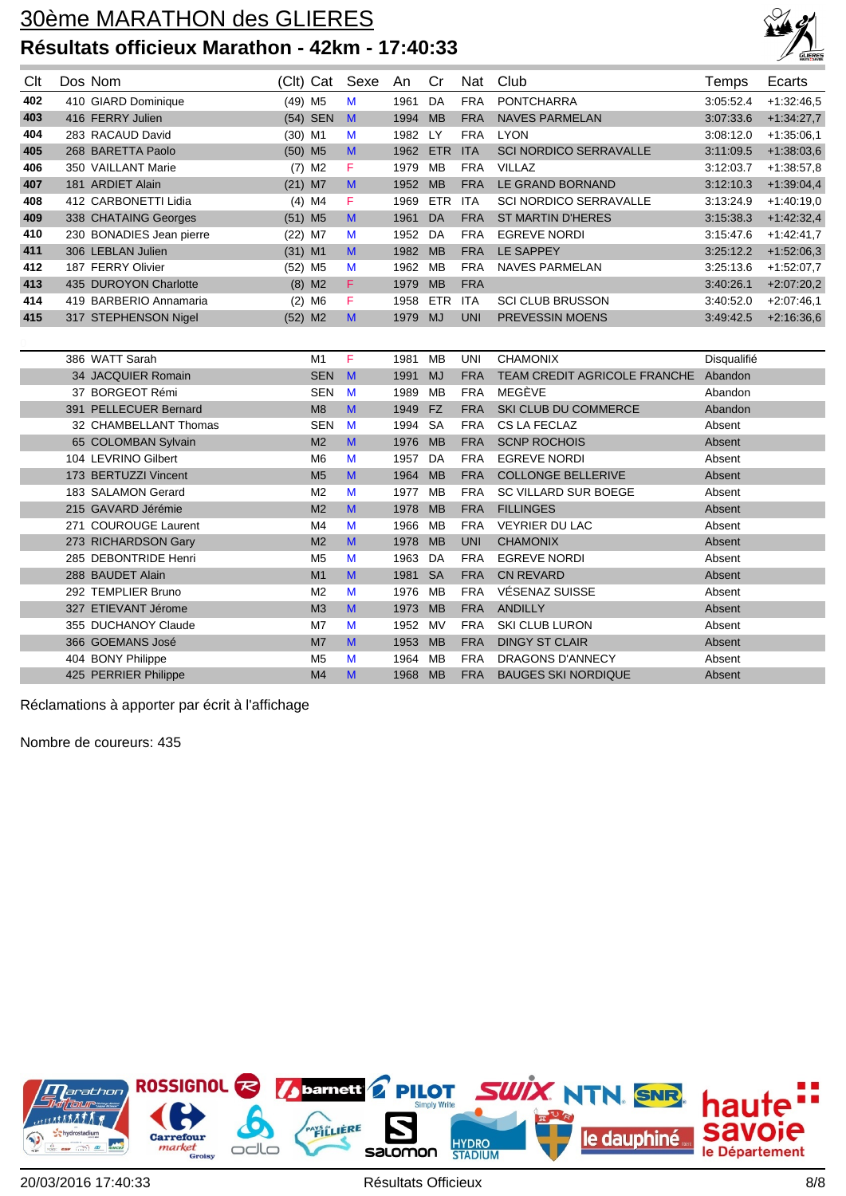# 30ème MARATHON des GLIERES

## Résultats officieux Marathon - 42km - 17:40:33

| Clt | Dos | Nom | (Clt) | Cat | Sexe | An | Cr | Nat | Club | Temps | Ecarts |
|---|---|---|---|---|---|---|---|---|---|---|---|
| 402 | 410 | GIARD Dominique | (49) | M5 | M | 1961 | DA | FRA | PONTCHARRA | 3:05:52.4 | +1:32:46,5 |
| 403 | 416 | FERRY Julien | (54) | SEN | M | 1994 | MB | FRA | NAVES PARMELAN | 3:07:33.6 | +1:34:27,7 |
| 404 | 283 | RACAUD David | (30) | M1 | M | 1982 | LY | FRA | LYON | 3:08:12.0 | +1:35:06,1 |
| 405 | 268 | BARETTA Paolo | (50) | M5 | M | 1962 | ETR | ITA | SCI NORDICO SERRAVALLE | 3:11:09.5 | +1:38:03,6 |
| 406 | 350 | VAILLANT Marie | (7) | M2 | F | 1979 | MB | FRA | VILLAZ | 3:12:03.7 | +1:38:57,8 |
| 407 | 181 | ARDIET Alain | (21) | M7 | M | 1952 | MB | FRA | LE GRAND BORNAND | 3:12:10.3 | +1:39:04,4 |
| 408 | 412 | CARBONETTI Lidia | (4) | M4 | F | 1969 | ETR | ITA | SCI NORDICO SERRAVALLE | 3:13:24.9 | +1:40:19,0 |
| 409 | 338 | CHATAING Georges | (51) | M5 | M | 1961 | DA | FRA | ST MARTIN D'HERES | 3:15:38.3 | +1:42:32,4 |
| 410 | 230 | BONADIES Jean pierre | (22) | M7 | M | 1952 | DA | FRA | EGREVE NORDI | 3:15:47.6 | +1:42:41,7 |
| 411 | 306 | LEBLAN Julien | (31) | M1 | M | 1982 | MB | FRA | LE SAPPEY | 3:25:12.2 | +1:52:06,3 |
| 412 | 187 | FERRY Olivier | (52) | M5 | M | 1962 | MB | FRA | NAVES PARMELAN | 3:25:13.6 | +1:52:07,7 |
| 413 | 435 | DUROYON Charlotte | (8) | M2 | F | 1979 | MB | FRA | | 3:40:26.1 | +2:07:20,2 |
| 414 | 419 | BARBERIO Annamaria | (2) | M6 | F | 1958 | ETR | ITA | SCI CLUB BRUSSON | 3:40:52.0 | +2:07:46,1 |
| 415 | 317 | STEPHENSON Nigel | (52) | M2 | M | 1979 | MJ | UNI | PREVESSIN MOENS | 3:49:42.5 | +2:16:36,6 |

| | Dos | Nom | Cat | Sexe | An | Cr | Nat | Club | Temps |
|---|---|---|---|---|---|---|---|---|---|
| | 386 | WATT Sarah | M1 | F | 1981 | MB | UNI | CHAMONIX | Disqualifié |
| | 34 | JACQUIER Romain | SEN | M | 1991 | MJ | FRA | TEAM CREDIT AGRICOLE FRANCHE | Abandon |
| | 37 | BORGEOT Rémi | SEN | M | 1989 | MB | FRA | MEGÈVE | Abandon |
| | 391 | PELLECUER Bernard | M8 | M | 1949 | FZ | FRA | SKI CLUB DU COMMERCE | Abandon |
| | 32 | CHAMBELLANT Thomas | SEN | M | 1994 | SA | FRA | CS LA FECLAZ | Absent |
| | 65 | COLOMBAN Sylvain | M2 | M | 1976 | MB | FRA | SCNP ROCHOIS | Absent |
| | 104 | LEVRINO Gilbert | M6 | M | 1957 | DA | FRA | EGREVE NORDI | Absent |
| | 173 | BERTUZZI Vincent | M5 | M | 1964 | MB | FRA | COLLONGE BELLERIVE | Absent |
| | 183 | SALAMON Gerard | M2 | M | 1977 | MB | FRA | SC VILLARD SUR BOEGE | Absent |
| | 215 | GAVARD Jérémie | M2 | M | 1978 | MB | FRA | FILLINGES | Absent |
| | 271 | COUROUGE Laurent | M4 | M | 1966 | MB | FRA | VEYRIER DU LAC | Absent |
| | 273 | RICHARDSON Gary | M2 | M | 1978 | MB | UNI | CHAMONIX | Absent |
| | 285 | DEBONTRIDE Henri | M5 | M | 1963 | DA | FRA | EGREVE NORDI | Absent |
| | 288 | BAUDET Alain | M1 | M | 1981 | SA | FRA | CN REVARD | Absent |
| | 292 | TEMPLIER Bruno | M2 | M | 1976 | MB | FRA | VÉSENAZ SUISSE | Absent |
| | 327 | ETIEVANT Jérome | M3 | M | 1973 | MB | FRA | ANDILLY | Absent |
| | 355 | DUCHANOY Claude | M7 | M | 1952 | MV | FRA | SKI CLUB LURON | Absent |
| | 366 | GOEMANS José | M7 | M | 1953 | MB | FRA | DINGY ST CLAIR | Absent |
| | 404 | BONY Philippe | M5 | M | 1964 | MB | FRA | DRAGONS D'ANNECY | Absent |
| | 425 | PERRIER Philippe | M4 | M | 1968 | MB | FRA | BAUGES SKI NORDIQUE | Absent |

Réclamations à apporter par écrit à l'affichage

Nombre de coureurs: 435